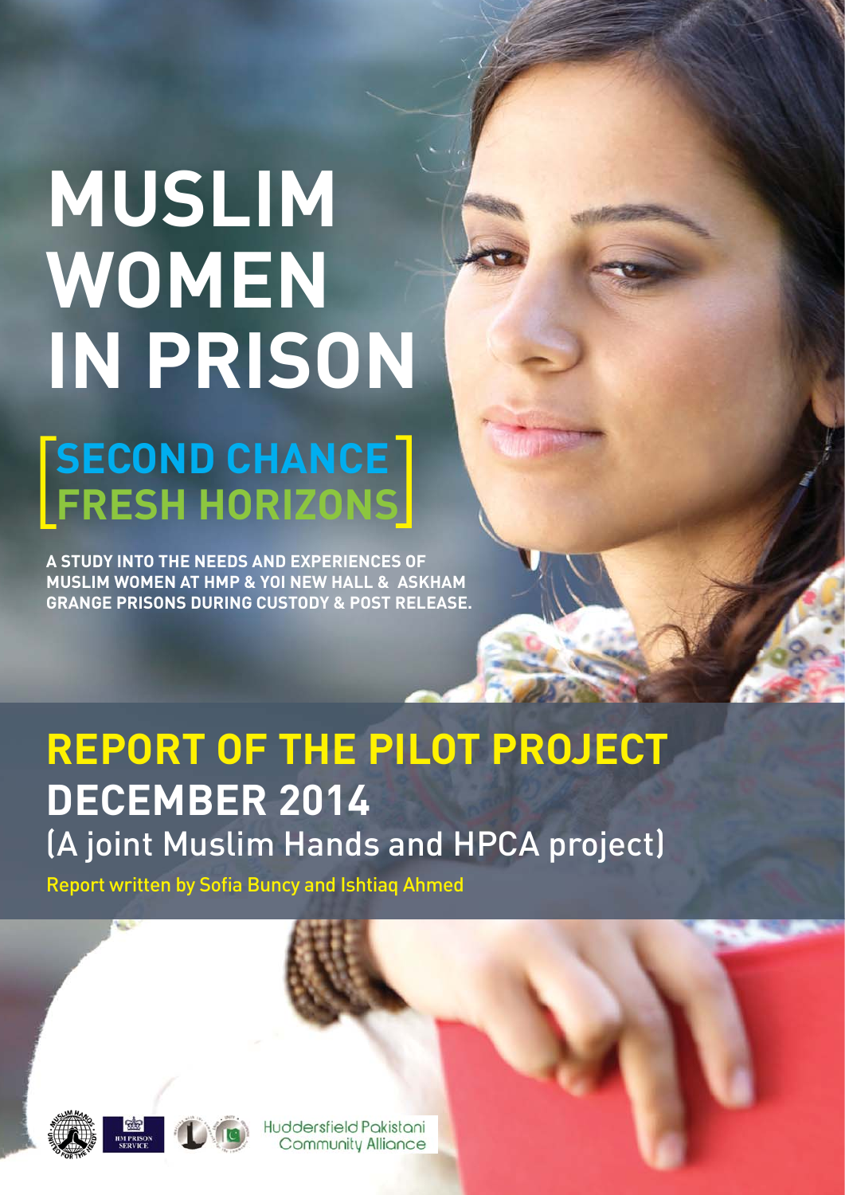# MUSLIM WOMEN IN PRISON

## SECOND CHANCE FRESH HORIZONS

**A STUDY INTO THE NEEDS AND EXPERIENCES OF MUSLIM WOMEN AT HMP & YOI NEW HALL & ASKHAM GRANGE PRISONS DURING CUSTODY & POST RELEASE.**

## REPORT OF THE PILOT PROJECT DECEMBER 2014

(A joint Muslim Hands and HPCA project)

Report written by Sofia Buncy and Ishtiaq Ahmed

Huddersfield Pakistani Community Alliance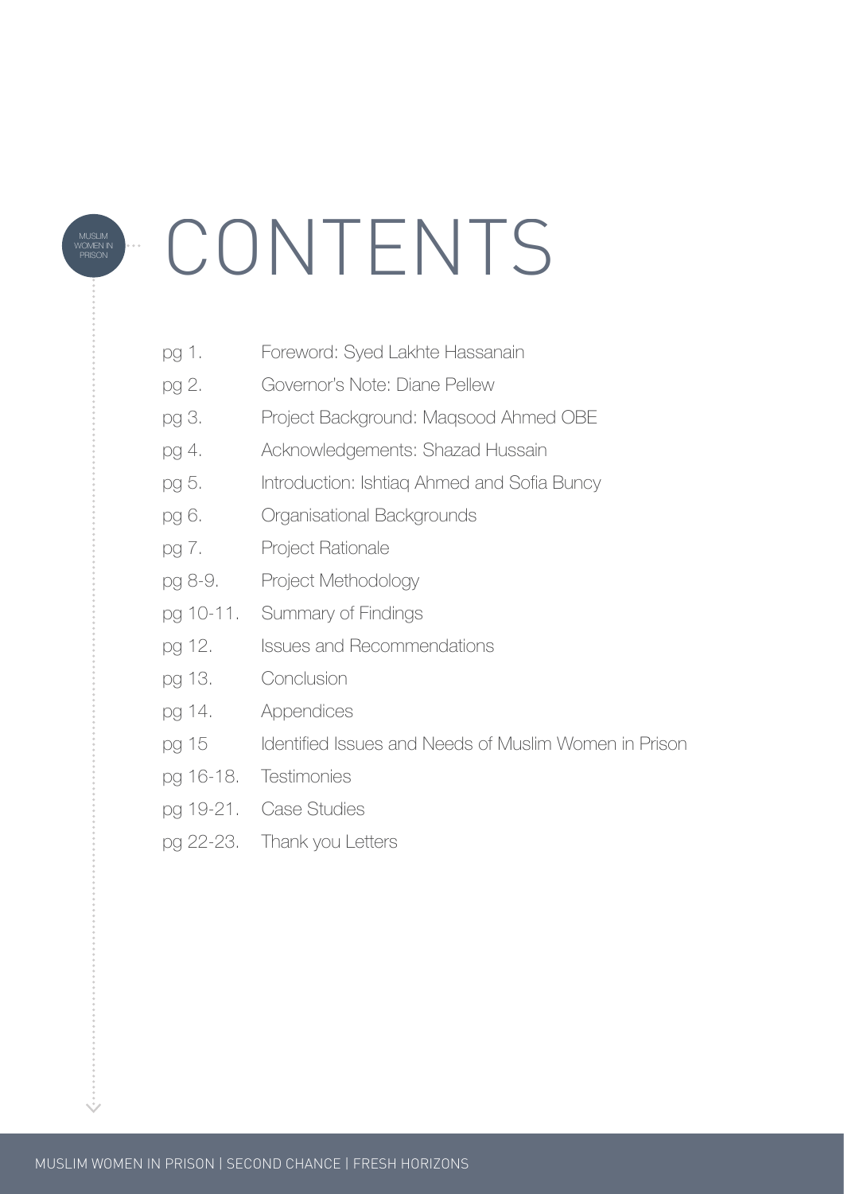# CONTENTS

| | |
|---|---|
| pg 1. | Foreword: Syed Lakhte Hassanain |
| pg 2. | Governor's Note: Diane Pellew |
| pg 3. | Project Background: Maqsood Ahmed OBE |
| pg 4. | Acknowledgements: Shazad Hussain |
| pg 5. | Introduction: Ishtiaq Ahmed and Sofia Buncy |
| pg 6. | Organisational Backgrounds |
| pg 7. | Project Rationale |
| pg 8-9. | Project Methodology |
| pg 10-11. | Summary of Findings |
| pg 12. | Issues and Recommendations |
| pg 13. | Conclusion |
| pg 14. | Appendices |
| pg 15 | Identified Issues and Needs of Muslim Women in Prison |
| pg 16-18. | Testimonies |
| pg 19-21. | Case Studies |
| pg 22-23. | Thank you Letters |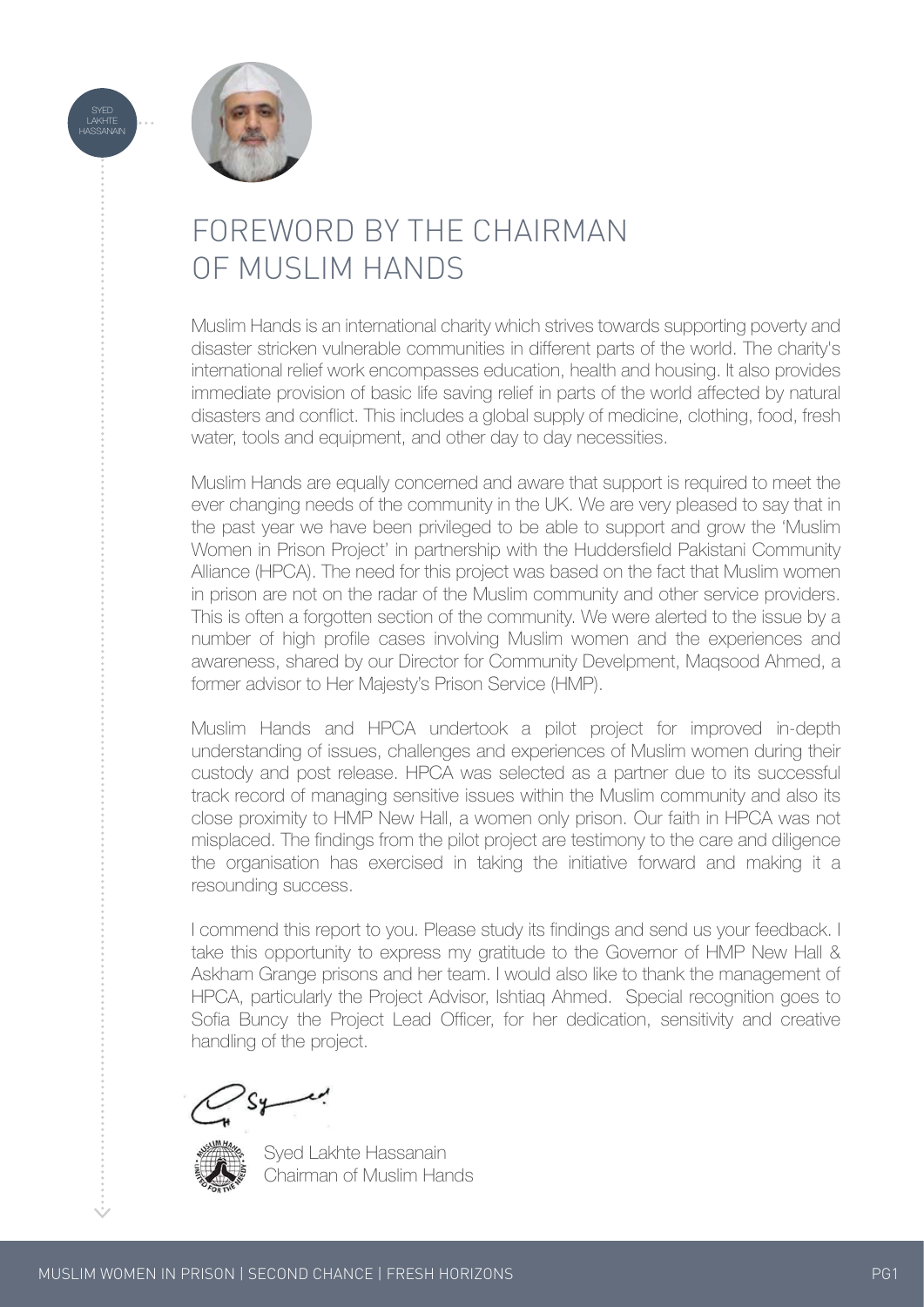SYED LAKHTE HASSANAIN

# FOREWORD BY THE CHAIRMAN OF MUSLIM HANDS

Muslim Hands is an international charity which strives towards supporting poverty and disaster stricken vulnerable communities in different parts of the world. The charity's international relief work encompasses education, health and housing. It also provides immediate provision of basic life saving relief in parts of the world affected by natural disasters and conflict. This includes a global supply of medicine, clothing, food, fresh water, tools and equipment, and other day to day necessities.

Muslim Hands are equally concerned and aware that support is required to meet the ever changing needs of the community in the UK. We are very pleased to say that in the past year we have been privileged to be able to support and grow the 'Muslim Women in Prison Project' in partnership with the Huddersfield Pakistani Community Alliance (HPCA). The need for this project was based on the fact that Muslim women in prison are not on the radar of the Muslim community and other service providers. This is often a forgotten section of the community. We were alerted to the issue by a number of high profile cases involving Muslim women and the experiences and awareness, shared by our Director for Community Develpment, Maqsood Ahmed, a former advisor to Her Majesty's Prison Service (HMP).

Muslim Hands and HPCA undertook a pilot project for improved in-depth understanding of issues, challenges and experiences of Muslim women during their custody and post release. HPCA was selected as a partner due to its successful track record of managing sensitive issues within the Muslim community and also its close proximity to HMP New Hall, a women only prison. Our faith in HPCA was not misplaced. The findings from the pilot project are testimony to the care and diligence the organisation has exercised in taking the initiative forward and making it a resounding success.

I commend this report to you. Please study its findings and send us your feedback. I take this opportunity to express my gratitude to the Governor of HMP New Hall & Askham Grange prisons and her team. I would also like to thank the management of HPCA, particularly the Project Advisor, Ishtiaq Ahmed. Special recognition goes to Sofia Buncy the Project Lead Officer, for her dedication, sensitivity and creative handling of the project.

Syed Lakhte Hassanain
Chairman of Muslim Hands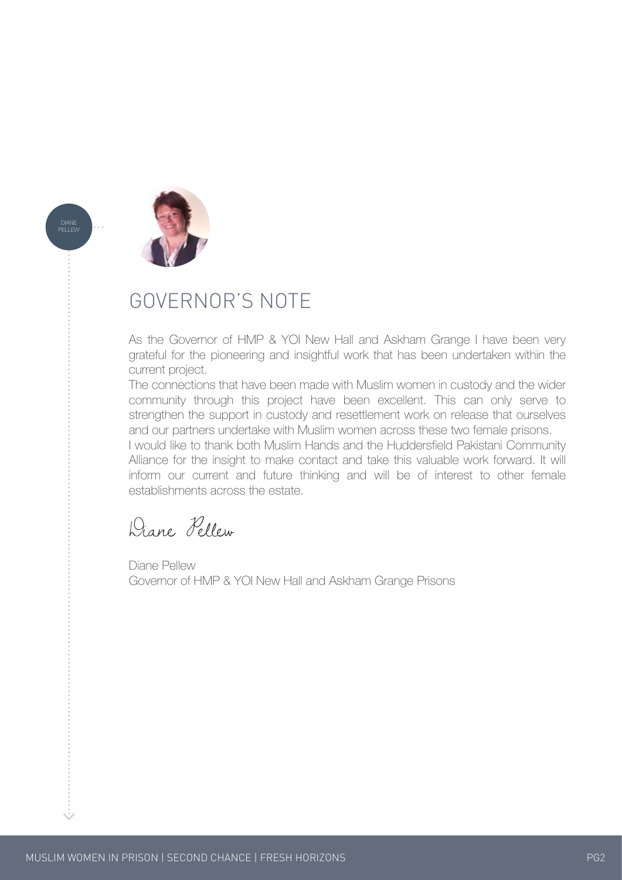DIANE PELLEW

# GOVERNOR'S NOTE

As the Governor of HMP & YOI New Hall and Askham Grange I have been very grateful for the pioneering and insightful work that has been undertaken within the current project.

The connections that have been made with Muslim women in custody and the wider community through this project have been excellent. This can only serve to strengthen the support in custody and resettlement work on release that ourselves and our partners undertake with Muslim women across these two female prisons.

I would like to thank both Muslim Hands and the Huddersfield Pakistani Community Alliance for the insight to make contact and take this valuable work forward. It will inform our current and future thinking and will be of interest to other female establishments across the estate.

Diane Pellew

Diane Pellew
Governor of HMP & YOI New Hall and Askham Grange Prisons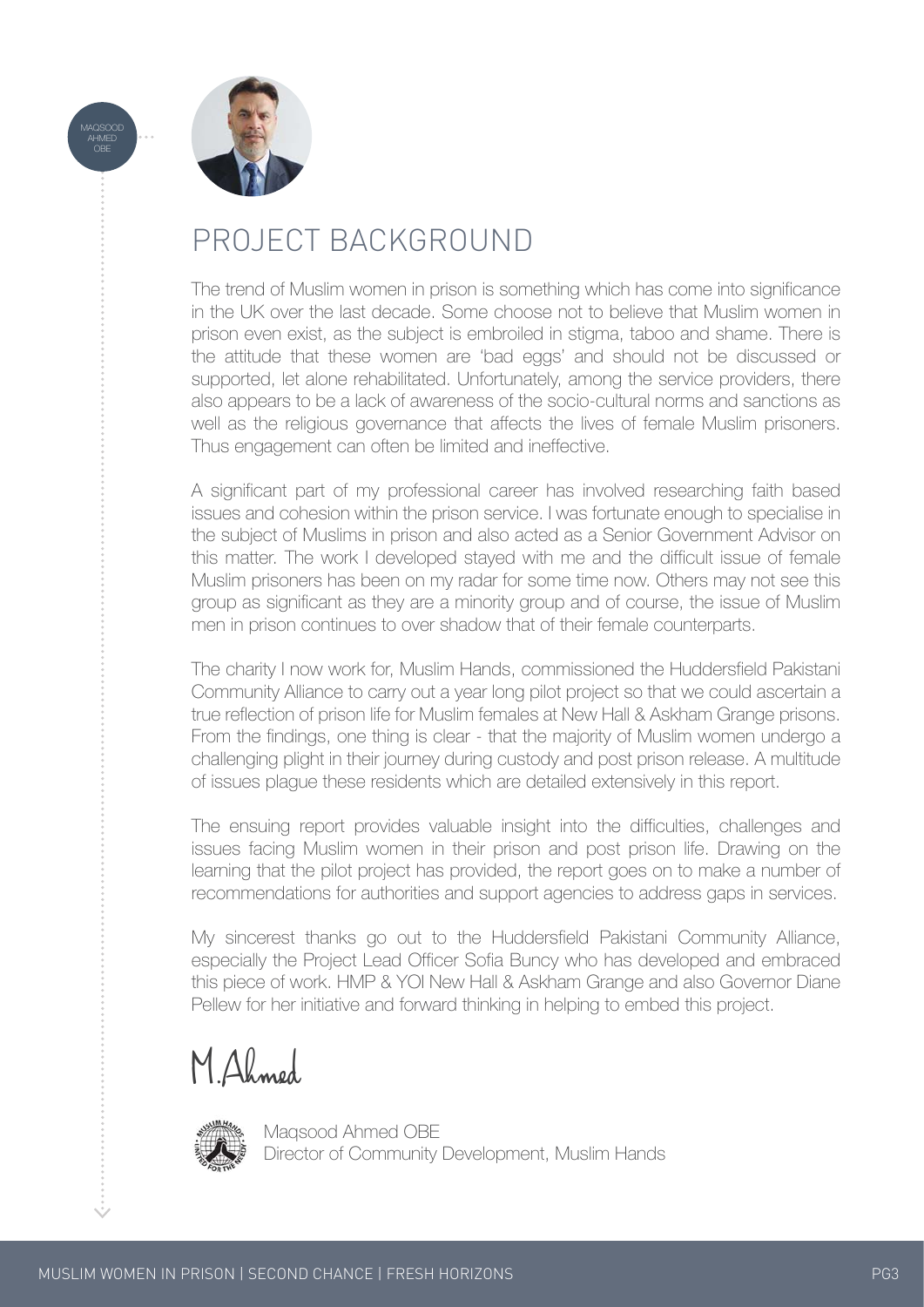MAQSOOD AHMED OBE

# PROJECT BACKGROUND

The trend of Muslim women in prison is something which has come into significance in the UK over the last decade. Some choose not to believe that Muslim women in prison even exist, as the subject is embroiled in stigma, taboo and shame. There is the attitude that these women are 'bad eggs' and should not be discussed or supported, let alone rehabilitated. Unfortunately, among the service providers, there also appears to be a lack of awareness of the socio-cultural norms and sanctions as well as the religious governance that affects the lives of female Muslim prisoners. Thus engagement can often be limited and ineffective.

A significant part of my professional career has involved researching faith based issues and cohesion within the prison service. I was fortunate enough to specialise in the subject of Muslims in prison and also acted as a Senior Government Advisor on this matter. The work I developed stayed with me and the difficult issue of female Muslim prisoners has been on my radar for some time now. Others may not see this group as significant as they are a minority group and of course, the issue of Muslim men in prison continues to over shadow that of their female counterparts.

The charity I now work for, Muslim Hands, commissioned the Huddersfield Pakistani Community Alliance to carry out a year long pilot project so that we could ascertain a true reflection of prison life for Muslim females at New Hall & Askham Grange prisons. From the findings, one thing is clear - that the majority of Muslim women undergo a challenging plight in their journey during custody and post prison release. A multitude of issues plague these residents which are detailed extensively in this report.

The ensuing report provides valuable insight into the difficulties, challenges and issues facing Muslim women in their prison and post prison life. Drawing on the learning that the pilot project has provided, the report goes on to make a number of recommendations for authorities and support agencies to address gaps in services.

My sincerest thanks go out to the Huddersfield Pakistani Community Alliance, especially the Project Lead Officer Sofia Buncy who has developed and embraced this piece of work. HMP & YOI New Hall & Askham Grange and also Governor Diane Pellew for her initiative and forward thinking in helping to embed this project.

M.Ahmed

Maqsood Ahmed OBE
Director of Community Development, Muslim Hands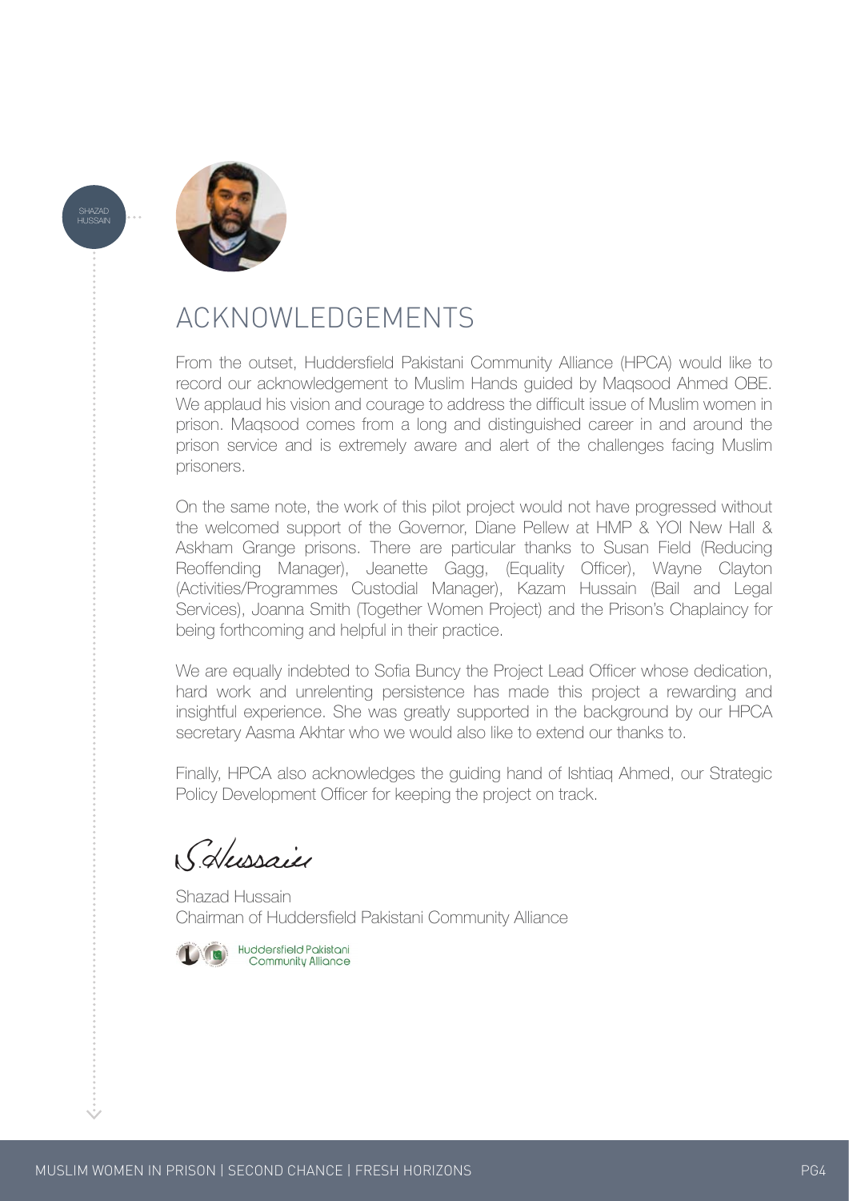SHAZAD HUSSAIN

# ACKNOWLEDGEMENTS

From the outset, Huddersfield Pakistani Community Alliance (HPCA) would like to record our acknowledgement to Muslim Hands guided by Maqsood Ahmed OBE. We applaud his vision and courage to address the difficult issue of Muslim women in prison. Maqsood comes from a long and distinguished career in and around the prison service and is extremely aware and alert of the challenges facing Muslim prisoners.

On the same note, the work of this pilot project would not have progressed without the welcomed support of the Governor, Diane Pellew at HMP & YOI New Hall & Askham Grange prisons. There are particular thanks to Susan Field (Reducing Reoffending Manager), Jeanette Gagg, (Equality Officer), Wayne Clayton (Activities/Programmes Custodial Manager), Kazam Hussain (Bail and Legal Services), Joanna Smith (Together Women Project) and the Prison's Chaplaincy for being forthcoming and helpful in their practice.

We are equally indebted to Sofia Buncy the Project Lead Officer whose dedication, hard work and unrelenting persistence has made this project a rewarding and insightful experience. She was greatly supported in the background by our HPCA secretary Aasma Akhtar who we would also like to extend our thanks to.

Finally, HPCA also acknowledges the guiding hand of Ishtiaq Ahmed, our Strategic Policy Development Officer for keeping the project on track.

S.Hussain

Shazad Hussain
Chairman of Huddersfield Pakistani Community Alliance

Huddersfield Pakistani Community Alliance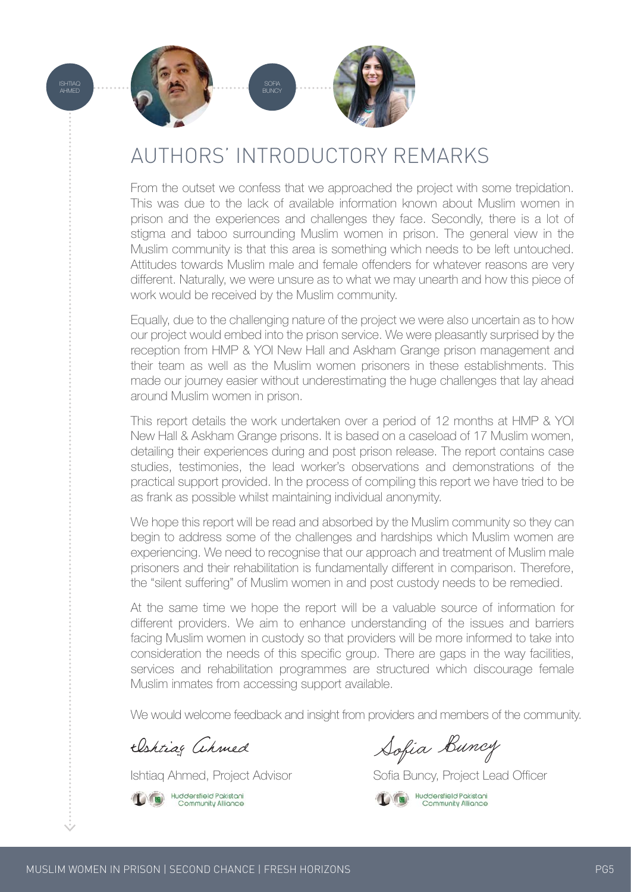ISHTIAQ AHMED

SOFIA BUNCY

# AUTHORS' INTRODUCTORY REMARKS

From the outset we confess that we approached the project with some trepidation. This was due to the lack of available information known about Muslim women in prison and the experiences and challenges they face. Secondly, there is a lot of stigma and taboo surrounding Muslim women in prison. The general view in the Muslim community is that this area is something which needs to be left untouched. Attitudes towards Muslim male and female offenders for whatever reasons are very different. Naturally, we were unsure as to what we may unearth and how this piece of work would be received by the Muslim community.

Equally, due to the challenging nature of the project we were also uncertain as to how our project would embed into the prison service. We were pleasantly surprised by the reception from HMP & YOI New Hall and Askham Grange prison management and their team as well as the Muslim women prisoners in these establishments. This made our journey easier without underestimating the huge challenges that lay ahead around Muslim women in prison.

This report details the work undertaken over a period of 12 months at HMP & YOI New Hall & Askham Grange prisons. It is based on a caseload of 17 Muslim women, detailing their experiences during and post prison release. The report contains case studies, testimonies, the lead worker's observations and demonstrations of the practical support provided. In the process of compiling this report we have tried to be as frank as possible whilst maintaining individual anonymity.

We hope this report will be read and absorbed by the Muslim community so they can begin to address some of the challenges and hardships which Muslim women are experiencing. We need to recognise that our approach and treatment of Muslim male prisoners and their rehabilitation is fundamentally different in comparison. Therefore, the "silent suffering" of Muslim women in and post custody needs to be remedied.

At the same time we hope the report will be a valuable source of information for different providers. We aim to enhance understanding of the issues and barriers facing Muslim women in custody so that providers will be more informed to take into consideration the needs of this specific group. There are gaps in the way facilities, services and rehabilitation programmes are structured which discourage female Muslim inmates from accessing support available.

We would welcome feedback and insight from providers and members of the community.

Ishtiaq Ahmed

Ishtiaq Ahmed, Project Advisor

Huddersfield Pakistani Community Alliance

Sofia Buncy

Sofia Buncy, Project Lead Officer

Huddersfield Pakistani Community Alliance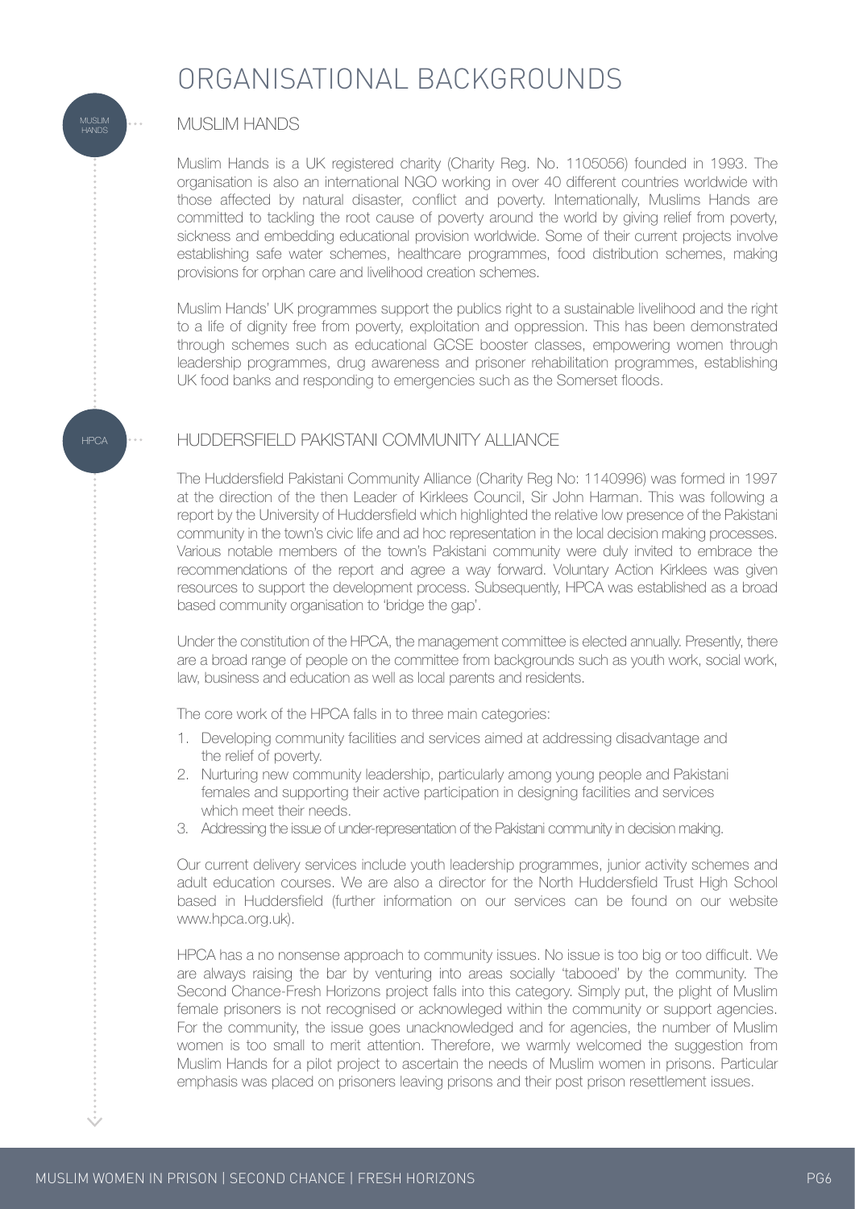# ORGANISATIONAL BACKGROUNDS

## MUSLIM HANDS

Muslim Hands is a UK registered charity (Charity Reg. No. 1105056) founded in 1993. The organisation is also an international NGO working in over 40 different countries worldwide with those affected by natural disaster, conflict and poverty. Internationally, Muslims Hands are committed to tackling the root cause of poverty around the world by giving relief from poverty, sickness and embedding educational provision worldwide. Some of their current projects involve establishing safe water schemes, healthcare programmes, food distribution schemes, making provisions for orphan care and livelihood creation schemes.

Muslim Hands' UK programmes support the publics right to a sustainable livelihood and the right to a life of dignity free from poverty, exploitation and oppression. This has been demonstrated through schemes such as educational GCSE booster classes, empowering women through leadership programmes, drug awareness and prisoner rehabilitation programmes, establishing UK food banks and responding to emergencies such as the Somerset floods.

## HUDDERSFIELD PAKISTANI COMMUNITY ALLIANCE

The Huddersfield Pakistani Community Alliance (Charity Reg No: 1140996) was formed in 1997 at the direction of the then Leader of Kirklees Council, Sir John Harman. This was following a report by the University of Huddersfield which highlighted the relative low presence of the Pakistani community in the town's civic life and ad hoc representation in the local decision making processes. Various notable members of the town's Pakistani community were duly invited to embrace the recommendations of the report and agree a way forward. Voluntary Action Kirklees was given resources to support the development process. Subsequently, HPCA was established as a broad based community organisation to 'bridge the gap'.

Under the constitution of the HPCA, the management committee is elected annually. Presently, there are a broad range of people on the committee from backgrounds such as youth work, social work, law, business and education as well as local parents and residents.

The core work of the HPCA falls in to three main categories:

1. Developing community facilities and services aimed at addressing disadvantage and the relief of poverty.
2. Nurturing new community leadership, particularly among young people and Pakistani females and supporting their active participation in designing facilities and services which meet their needs.
3. Addressing the issue of under-representation of the Pakistani community in decision making.

Our current delivery services include youth leadership programmes, junior activity schemes and adult education courses. We are also a director for the North Huddersfield Trust High School based in Huddersfield (further information on our services can be found on our website www.hpca.org.uk).

HPCA has a no nonsense approach to community issues. No issue is too big or too difficult. We are always raising the bar by venturing into areas socially 'tabooed' by the community. The Second Chance-Fresh Horizons project falls into this category. Simply put, the plight of Muslim female prisoners is not recognised or acknowleged within the community or support agencies. For the community, the issue goes unacknowledged and for agencies, the number of Muslim women is too small to merit attention. Therefore, we warmly welcomed the suggestion from Muslim Hands for a pilot project to ascertain the needs of Muslim women in prisons. Particular emphasis was placed on prisoners leaving prisons and their post prison resettlement issues.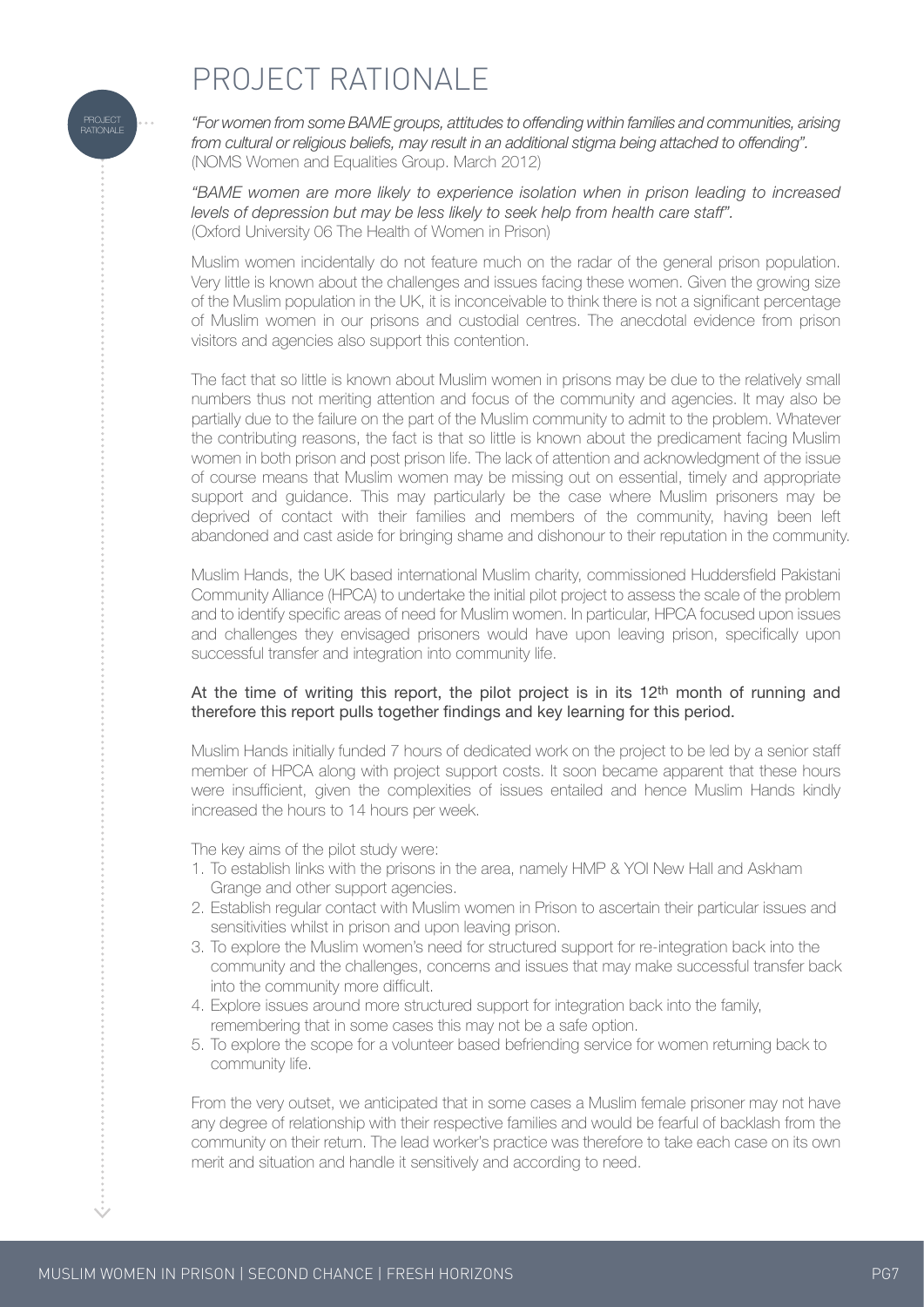# PROJECT RATIONALE

*"For women from some BAME groups, attitudes to offending within families and communities, arising from cultural or religious beliefs, may result in an additional stigma being attached to offending".* (NOMS Women and Equalities Group. March 2012)

*"BAME women are more likely to experience isolation when in prison leading to increased levels of depression but may be less likely to seek help from health care staff".* (Oxford University 06 The Health of Women in Prison)

Muslim women incidentally do not feature much on the radar of the general prison population. Very little is known about the challenges and issues facing these women. Given the growing size of the Muslim population in the UK, it is inconceivable to think there is not a significant percentage of Muslim women in our prisons and custodial centres. The anecdotal evidence from prison visitors and agencies also support this contention.

The fact that so little is known about Muslim women in prisons may be due to the relatively small numbers thus not meriting attention and focus of the community and agencies. It may also be partially due to the failure on the part of the Muslim community to admit to the problem. Whatever the contributing reasons, the fact is that so little is known about the predicament facing Muslim women in both prison and post prison life. The lack of attention and acknowledgment of the issue of course means that Muslim women may be missing out on essential, timely and appropriate support and guidance. This may particularly be the case where Muslim prisoners may be deprived of contact with their families and members of the community, having been left abandoned and cast aside for bringing shame and dishonour to their reputation in the community.

Muslim Hands, the UK based international Muslim charity, commissioned Huddersfield Pakistani Community Alliance (HPCA) to undertake the initial pilot project to assess the scale of the problem and to identify specific areas of need for Muslim women. In particular, HPCA focused upon issues and challenges they envisaged prisoners would have upon leaving prison, specifically upon successful transfer and integration into community life.

At the time of writing this report, the pilot project is in its 12th month of running and therefore this report pulls together findings and key learning for this period.

Muslim Hands initially funded 7 hours of dedicated work on the project to be led by a senior staff member of HPCA along with project support costs. It soon became apparent that these hours were insufficient, given the complexities of issues entailed and hence Muslim Hands kindly increased the hours to 14 hours per week.

The key aims of the pilot study were:

1. To establish links with the prisons in the area, namely HMP & YOI New Hall and Askham Grange and other support agencies.
2. Establish regular contact with Muslim women in Prison to ascertain their particular issues and sensitivities whilst in prison and upon leaving prison.
3. To explore the Muslim women's need for structured support for re-integration back into the community and the challenges, concerns and issues that may make successful transfer back into the community more difficult.
4. Explore issues around more structured support for integration back into the family, remembering that in some cases this may not be a safe option.
5. To explore the scope for a volunteer based befriending service for women returning back to community life.

From the very outset, we anticipated that in some cases a Muslim female prisoner may not have any degree of relationship with their respective families and would be fearful of backlash from the community on their return. The lead worker's practice was therefore to take each case on its own merit and situation and handle it sensitively and according to need.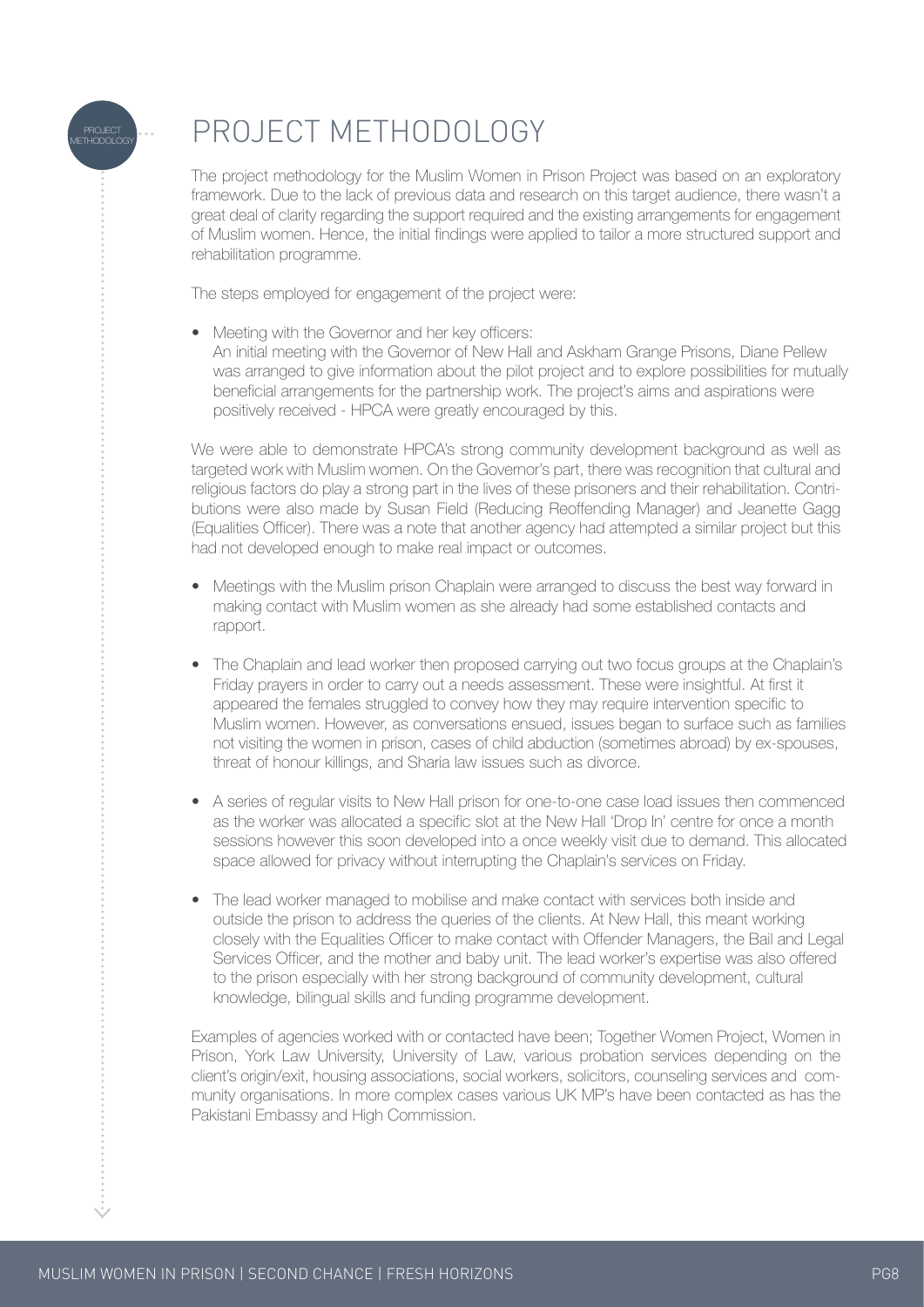# PROJECT METHODOLOGY

The project methodology for the Muslim Women in Prison Project was based on an exploratory framework. Due to the lack of previous data and research on this target audience, there wasn't a great deal of clarity regarding the support required and the existing arrangements for engagement of Muslim women. Hence, the initial findings were applied to tailor a more structured support and rehabilitation programme.

The steps employed for engagement of the project were:

- Meeting with the Governor and her key officers:
  An initial meeting with the Governor of New Hall and Askham Grange Prisons, Diane Pellew was arranged to give information about the pilot project and to explore possibilities for mutually beneficial arrangements for the partnership work. The project's aims and aspirations were positively received - HPCA were greatly encouraged by this.

We were able to demonstrate HPCA's strong community development background as well as targeted work with Muslim women. On the Governor's part, there was recognition that cultural and religious factors do play a strong part in the lives of these prisoners and their rehabilitation. Contributions were also made by Susan Field (Reducing Reoffending Manager) and Jeanette Gagg (Equalities Officer). There was a note that another agency had attempted a similar project but this had not developed enough to make real impact or outcomes.

- Meetings with the Muslim prison Chaplain were arranged to discuss the best way forward in making contact with Muslim women as she already had some established contacts and rapport.

- The Chaplain and lead worker then proposed carrying out two focus groups at the Chaplain's Friday prayers in order to carry out a needs assessment. These were insightful. At first it appeared the females struggled to convey how they may require intervention specific to Muslim women. However, as conversations ensued, issues began to surface such as families not visiting the women in prison, cases of child abduction (sometimes abroad) by ex-spouses, threat of honour killings, and Sharia law issues such as divorce.

- A series of regular visits to New Hall prison for one-to-one case load issues then commenced as the worker was allocated a specific slot at the New Hall 'Drop In' centre for once a month sessions however this soon developed into a once weekly visit due to demand. This allocated space allowed for privacy without interrupting the Chaplain's services on Friday.

- The lead worker managed to mobilise and make contact with services both inside and outside the prison to address the queries of the clients. At New Hall, this meant working closely with the Equalities Officer to make contact with Offender Managers, the Bail and Legal Services Officer, and the mother and baby unit. The lead worker's expertise was also offered to the prison especially with her strong background of community development, cultural knowledge, bilingual skills and funding programme development.

Examples of agencies worked with or contacted have been; Together Women Project, Women in Prison, York Law University, University of Law, various probation services depending on the client's origin/exit, housing associations, social workers, solicitors, counseling services and community organisations. In more complex cases various UK MP's have been contacted as has the Pakistani Embassy and High Commission.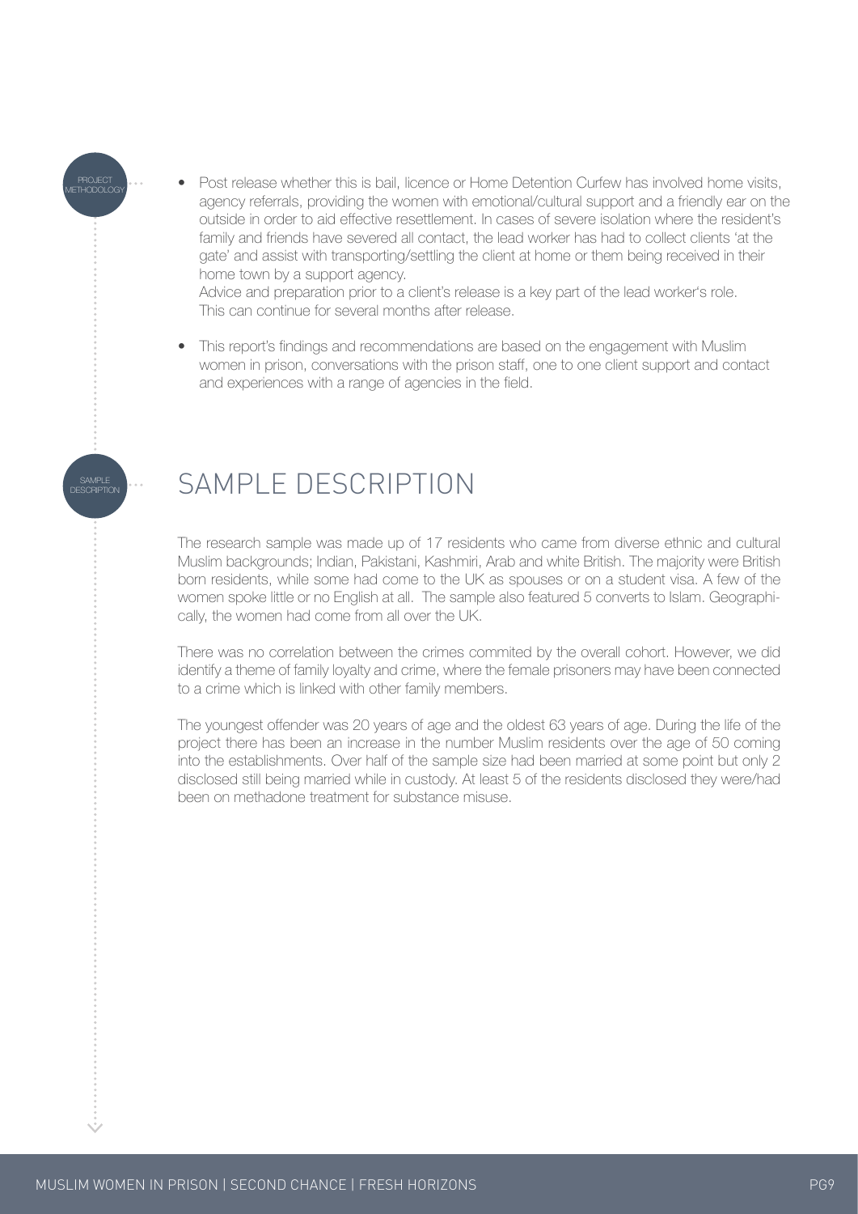- Post release whether this is bail, licence or Home Detention Curfew has involved home visits, agency referrals, providing the women with emotional/cultural support and a friendly ear on the outside in order to aid effective resettlement. In cases of severe isolation where the resident's family and friends have severed all contact, the lead worker has had to collect clients 'at the gate' and assist with transporting/settling the client at home or them being received in their home town by a support agency.
  Advice and preparation prior to a client's release is a key part of the lead worker's role. This can continue for several months after release.

- This report's findings and recommendations are based on the engagement with Muslim women in prison, conversations with the prison staff, one to one client support and contact and experiences with a range of agencies in the field.

## SAMPLE DESCRIPTION

The research sample was made up of 17 residents who came from diverse ethnic and cultural Muslim backgrounds; Indian, Pakistani, Kashmiri, Arab and white British. The majority were British born residents, while some had come to the UK as spouses or on a student visa. A few of the women spoke little or no English at all. The sample also featured 5 converts to Islam. Geographically, the women had come from all over the UK.

There was no correlation between the crimes commited by the overall cohort. However, we did identify a theme of family loyalty and crime, where the female prisoners may have been connected to a crime which is linked with other family members.

The youngest offender was 20 years of age and the oldest 63 years of age. During the life of the project there has been an increase in the number Muslim residents over the age of 50 coming into the establishments. Over half of the sample size had been married at some point but only 2 disclosed still being married while in custody. At least 5 of the residents disclosed they were/had been on methadone treatment for substance misuse.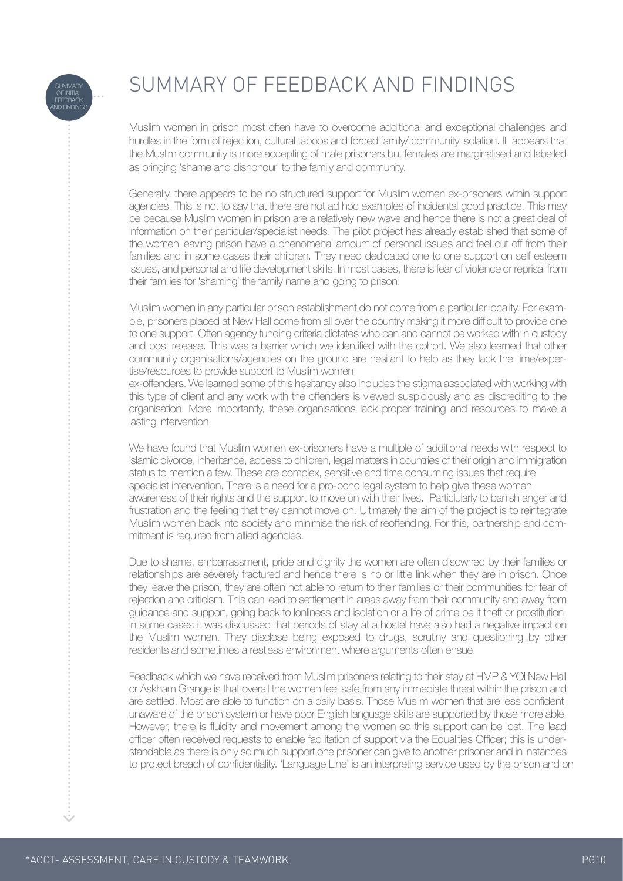# SUMMARY OF FEEDBACK AND FINDINGS

Muslim women in prison most often have to overcome additional and exceptional challenges and hurdles in the form of rejection, cultural taboos and forced family/ community isolation. It appears that the Muslim community is more accepting of male prisoners but females are marginalised and labelled as bringing 'shame and dishonour' to the family and community.

Generally, there appears to be no structured support for Muslim women ex-prisoners within support agencies. This is not to say that there are not ad hoc examples of incidental good practice. This may be because Muslim women in prison are a relatively new wave and hence there is not a great deal of information on their particular/specialist needs. The pilot project has already established that some of the women leaving prison have a phenomenal amount of personal issues and feel cut off from their families and in some cases their children. They need dedicated one to one support on self esteem issues, and personal and life development skills. In most cases, there is fear of violence or reprisal from their families for 'shaming' the family name and going to prison.

Muslim women in any particular prison establishment do not come from a particular locality. For example, prisoners placed at New Hall come from all over the country making it more difficult to provide one to one support. Often agency funding criteria dictates who can and cannot be worked with in custody and post release. This was a barrier which we identified with the cohort. We also learned that other community organisations/agencies on the ground are hesitant to help as they lack the time/expertise/resources to provide support to Muslim women
ex-offenders. We learned some of this hesitancy also includes the stigma associated with working with this type of client and any work with the offenders is viewed suspiciously and as discrediting to the organisation. More importantly, these organisations lack proper training and resources to make a lasting intervention.

We have found that Muslim women ex-prisoners have a multiple of additional needs with respect to Islamic divorce, inheritance, access to children, legal matters in countries of their origin and immigration status to mention a few. These are complex, sensitive and time consuming issues that require specialist intervention. There is a need for a pro-bono legal system to help give these women awareness of their rights and the support to move on with their lives. Particlularly to banish anger and frustration and the feeling that they cannot move on. Ultimately the aim of the project is to reintegrate Muslim women back into society and minimise the risk of reoffending. For this, partnership and commitment is required from allied agencies.

Due to shame, embarrassment, pride and dignity the women are often disowned by their families or relationships are severely fractured and hence there is no or little link when they are in prison. Once they leave the prison, they are often not able to return to their families or their communities for fear of rejection and criticism. This can lead to settlement in areas away from their community and away from guidance and support, going back to lonliness and isolation or a life of crime be it theft or prostitution. In some cases it was discussed that periods of stay at a hostel have also had a negative impact on the Muslim women. They disclose being exposed to drugs, scrutiny and questioning by other residents and sometimes a restless environment where arguments often ensue.

Feedback which we have received from Muslim prisoners relating to their stay at HMP & YOI New Hall or Askham Grange is that overall the women feel safe from any immediate threat within the prison and are settled. Most are able to function on a daily basis. Those Muslim women that are less confident, unaware of the prison system or have poor English language skills are supported by those more able. However, there is fluidity and movement among the women so this support can be lost. The lead officer often received requests to enable facilitation of support via the Equalities Officer; this is understandable as there is only so much support one prisoner can give to another prisoner and in instances to protect breach of confidentiality. 'Language Line' is an interpreting service used by the prison and on

*ACCT- ASSESSMENT, CARE IN CUSTODY & TEAMWORK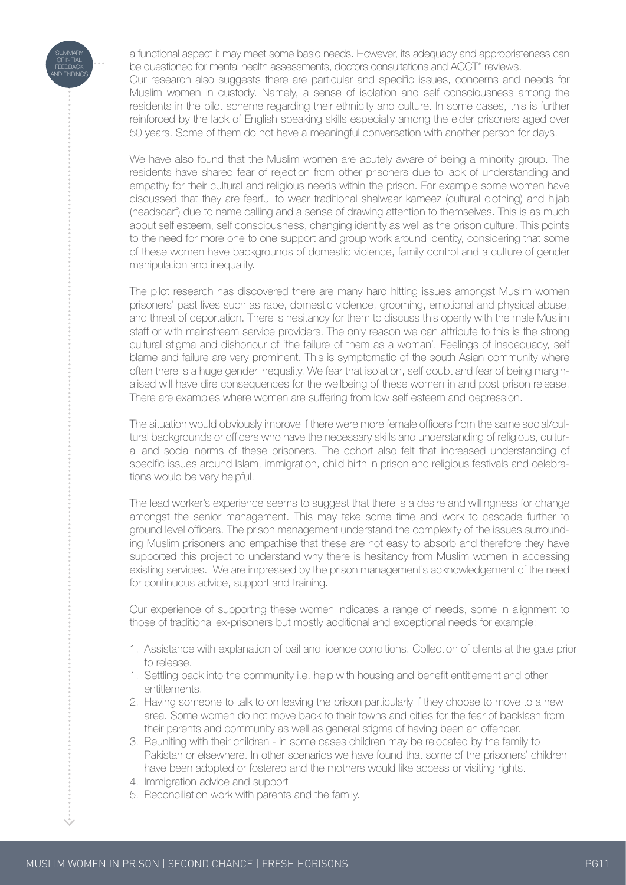a functional aspect it may meet some basic needs. However, its adequacy and appropriateness can be questioned for mental health assessments, doctors consultations and ACCT* reviews.
Our research also suggests there are particular and specific issues, concerns and needs for Muslim women in custody. Namely, a sense of isolation and self consciousness among the residents in the pilot scheme regarding their ethnicity and culture. In some cases, this is further reinforced by the lack of English speaking skills especially among the elder prisoners aged over 50 years. Some of them do not have a meaningful conversation with another person for days.

We have also found that the Muslim women are acutely aware of being a minority group. The residents have shared fear of rejection from other prisoners due to lack of understanding and empathy for their cultural and religious needs within the prison. For example some women have discussed that they are fearful to wear traditional shalwaar kameez (cultural clothing) and hijab (headscarf) due to name calling and a sense of drawing attention to themselves. This is as much about self esteem, self consciousness, changing identity as well as the prison culture. This points to the need for more one to one support and group work around identity, considering that some of these women have backgrounds of domestic violence, family control and a culture of gender manipulation and inequality.

The pilot research has discovered there are many hard hitting issues amongst Muslim women prisoners' past lives such as rape, domestic violence, grooming, emotional and physical abuse, and threat of deportation. There is hesitancy for them to discuss this openly with the male Muslim staff or with mainstream service providers. The only reason we can attribute to this is the strong cultural stigma and dishonour of 'the failure of them as a woman'. Feelings of inadequacy, self blame and failure are very prominent. This is symptomatic of the south Asian community where often there is a huge gender inequality. We fear that isolation, self doubt and fear of being marginalised will have dire consequences for the wellbeing of these women in and post prison release. There are examples where women are suffering from low self esteem and depression.

The situation would obviously improve if there were more female officers from the same social/cultural backgrounds or officers who have the necessary skills and understanding of religious, cultural and social norms of these prisoners. The cohort also felt that increased understanding of specific issues around Islam, immigration, child birth in prison and religious festivals and celebrations would be very helpful.

The lead worker's experience seems to suggest that there is a desire and willingness for change amongst the senior management. This may take some time and work to cascade further to ground level officers. The prison management understand the complexity of the issues surrounding Muslim prisoners and empathise that these are not easy to absorb and therefore they have supported this project to understand why there is hesitancy from Muslim women in accessing existing services. We are impressed by the prison management's acknowledgement of the need for continuous advice, support and training.

Our experience of supporting these women indicates a range of needs, some in alignment to those of traditional ex-prisoners but mostly additional and exceptional needs for example:

1. Assistance with explanation of bail and licence conditions. Collection of clients at the gate prior to release.
1. Settling back into the community i.e. help with housing and benefit entitlement and other entitlements.
2. Having someone to talk to on leaving the prison particularly if they choose to move to a new area. Some women do not move back to their towns and cities for the fear of backlash from their parents and community as well as general stigma of having been an offender.
3. Reuniting with their children - in some cases children may be relocated by the family to Pakistan or elsewhere. In other scenarios we have found that some of the prisoners' children have been adopted or fostered and the mothers would like access or visiting rights.
4. Immigration advice and support
5. Reconciliation work with parents and the family.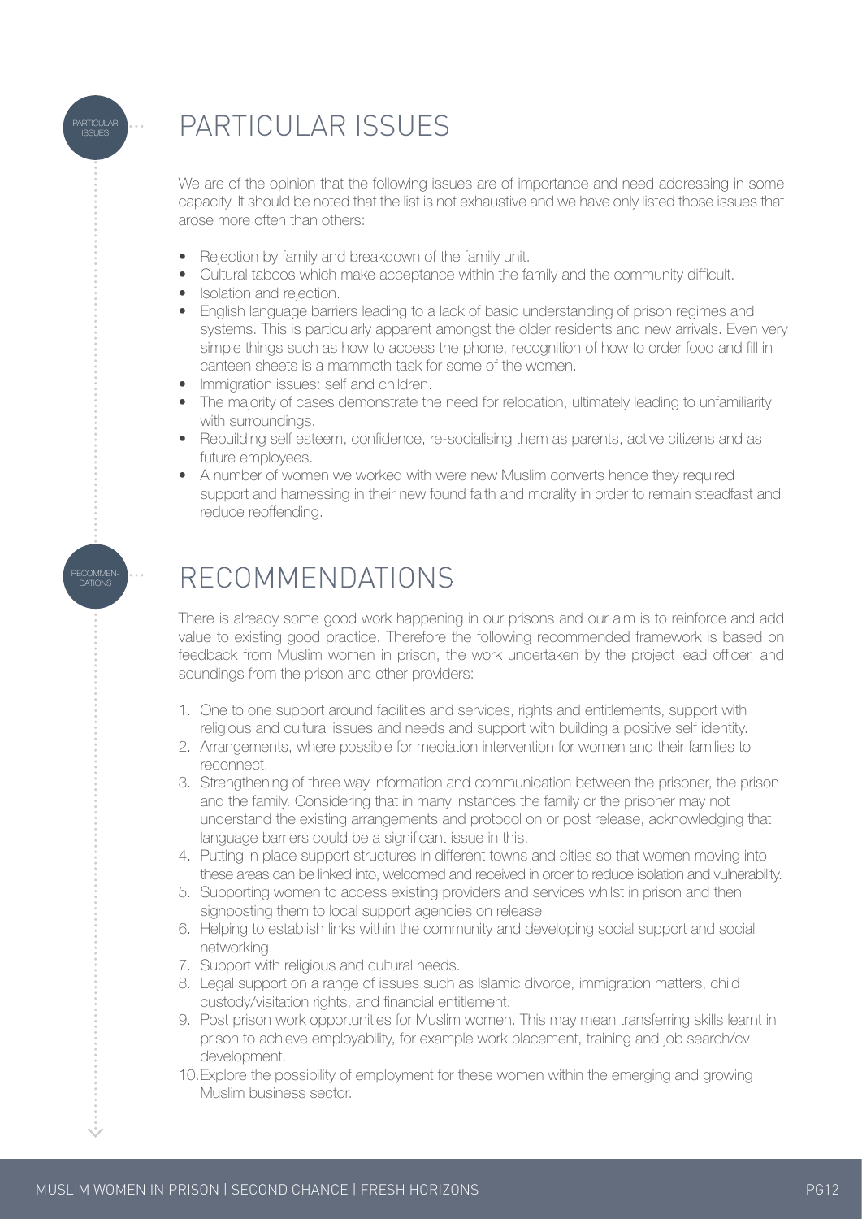## PARTICULAR ISSUES

We are of the opinion that the following issues are of importance and need addressing in some capacity. It should be noted that the list is not exhaustive and we have only listed those issues that arose more often than others:

- Rejection by family and breakdown of the family unit.
- Cultural taboos which make acceptance within the family and the community difficult.
- Isolation and rejection.
- English language barriers leading to a lack of basic understanding of prison regimes and systems. This is particularly apparent amongst the older residents and new arrivals. Even very simple things such as how to access the phone, recognition of how to order food and fill in canteen sheets is a mammoth task for some of the women.
- Immigration issues: self and children.
- The majority of cases demonstrate the need for relocation, ultimately leading to unfamiliarity with surroundings.
- Rebuilding self esteem, confidence, re-socialising them as parents, active citizens and as future employees.
- A number of women we worked with were new Muslim converts hence they required support and harnessing in their new found faith and morality in order to remain steadfast and reduce reoffending.

## RECOMMENDATIONS

There is already some good work happening in our prisons and our aim is to reinforce and add value to existing good practice. Therefore the following recommended framework is based on feedback from Muslim women in prison, the work undertaken by the project lead officer, and soundings from the prison and other providers:

1. One to one support around facilities and services, rights and entitlements, support with religious and cultural issues and needs and support with building a positive self identity.
2. Arrangements, where possible for mediation intervention for women and their families to reconnect.
3. Strengthening of three way information and communication between the prisoner, the prison and the family. Considering that in many instances the family or the prisoner may not understand the existing arrangements and protocol on or post release, acknowledging that language barriers could be a significant issue in this.
4. Putting in place support structures in different towns and cities so that women moving into these areas can be linked into, welcomed and received in order to reduce isolation and vulnerability.
5. Supporting women to access existing providers and services whilst in prison and then signposting them to local support agencies on release.
6. Helping to establish links within the community and developing social support and social networking.
7. Support with religious and cultural needs.
8. Legal support on a range of issues such as Islamic divorce, immigration matters, child custody/visitation rights, and financial entitlement.
9. Post prison work opportunities for Muslim women. This may mean transferring skills learnt in prison to achieve employability, for example work placement, training and job search/cv development.
10. Explore the possibility of employment for these women within the emerging and growing Muslim business sector.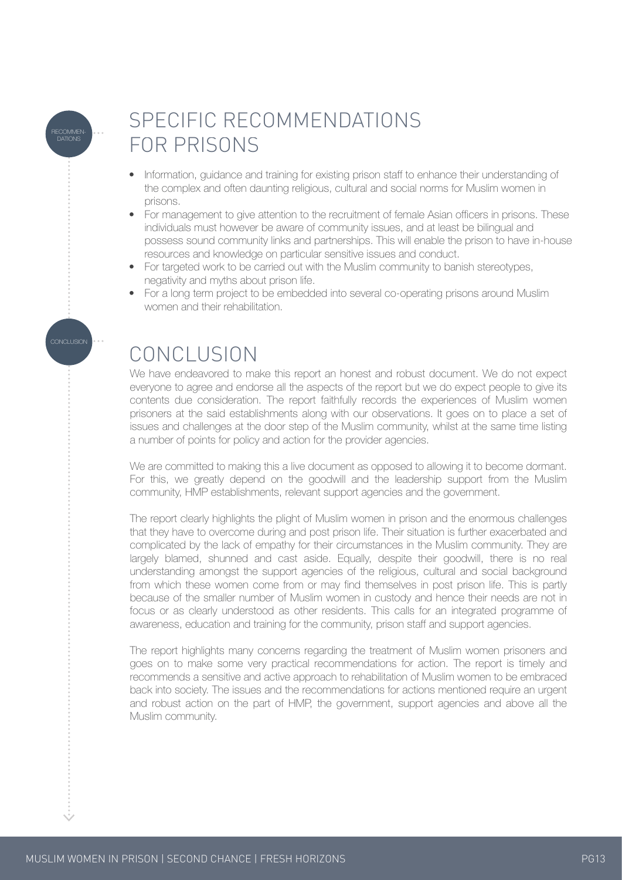## SPECIFIC RECOMMENDATIONS FOR PRISONS

- Information, guidance and training for existing prison staff to enhance their understanding of the complex and often daunting religious, cultural and social norms for Muslim women in prisons.
- For management to give attention to the recruitment of female Asian officers in prisons. These individuals must however be aware of community issues, and at least be bilingual and possess sound community links and partnerships. This will enable the prison to have in-house resources and knowledge on particular sensitive issues and conduct.
- For targeted work to be carried out with the Muslim community to banish stereotypes, negativity and myths about prison life.
- For a long term project to be embedded into several co-operating prisons around Muslim women and their rehabilitation.

## CONCLUSION

We have endeavored to make this report an honest and robust document. We do not expect everyone to agree and endorse all the aspects of the report but we do expect people to give its contents due consideration. The report faithfully records the experiences of Muslim women prisoners at the said establishments along with our observations. It goes on to place a set of issues and challenges at the door step of the Muslim community, whilst at the same time listing a number of points for policy and action for the provider agencies.

We are committed to making this a live document as opposed to allowing it to become dormant. For this, we greatly depend on the goodwill and the leadership support from the Muslim community, HMP establishments, relevant support agencies and the government.

The report clearly highlights the plight of Muslim women in prison and the enormous challenges that they have to overcome during and post prison life. Their situation is further exacerbated and complicated by the lack of empathy for their circumstances in the Muslim community. They are largely blamed, shunned and cast aside. Equally, despite their goodwill, there is no real understanding amongst the support agencies of the religious, cultural and social background from which these women come from or may find themselves in post prison life. This is partly because of the smaller number of Muslim women in custody and hence their needs are not in focus or as clearly understood as other residents. This calls for an integrated programme of awareness, education and training for the community, prison staff and support agencies.

The report highlights many concerns regarding the treatment of Muslim women prisoners and goes on to make some very practical recommendations for action. The report is timely and recommends a sensitive and active approach to rehabilitation of Muslim women to be embraced back into society. The issues and the recommendations for actions mentioned require an urgent and robust action on the part of HMP, the government, support agencies and above all the Muslim community.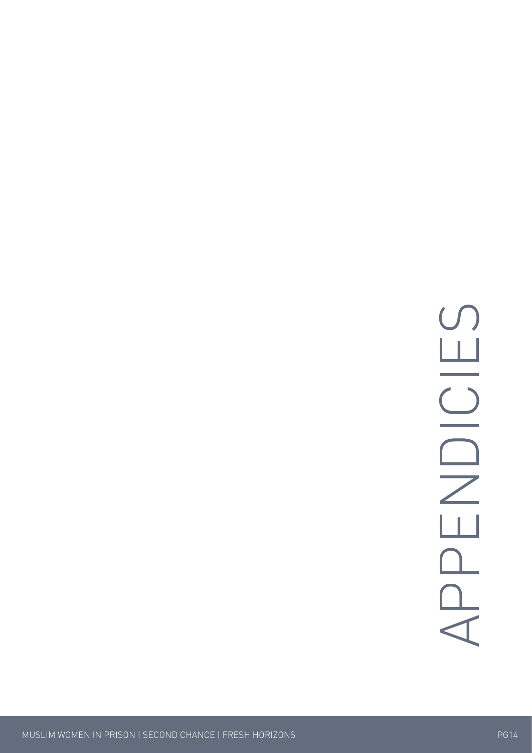# APPENDICIES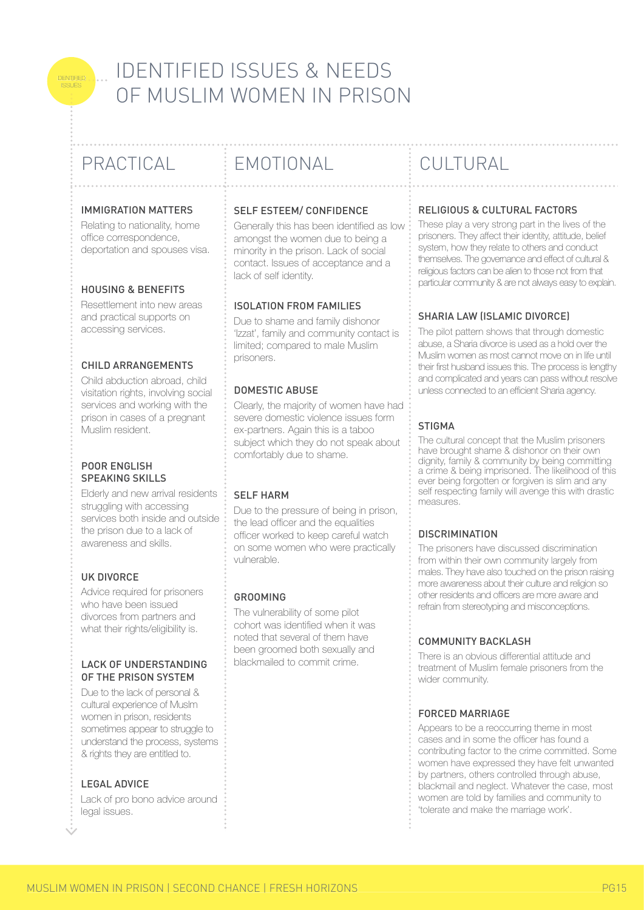# IDENTIFIED ISSUES & NEEDS OF MUSLIM WOMEN IN PRISON

## PRACTICAL

### IMMIGRATION MATTERS

Relating to nationality, home office correspondence, deportation and spouses visa.

### HOUSING & BENEFITS

Resettlement into new areas and practical supports on accessing services.

### CHILD ARRANGEMENTS

Child abduction abroad, child visitation rights, involving social services and working with the prison in cases of a pregnant Muslim resident.

### POOR ENGLISH SPEAKING SKILLS

Elderly and new arrival residents struggling with accessing services both inside and outside the prison due to a lack of awareness and skills.

### UK DIVORCE

Advice required for prisoners who have been issued divorces from partners and what their rights/eligibility is.

### LACK OF UNDERSTANDING OF THE PRISON SYSTEM

Due to the lack of personal & cultural experience of Muslm women in prison, residents sometimes appear to struggle to understand the process, systems & rights they are entitled to.

### LEGAL ADVICE

Lack of pro bono advice around legal issues.

## EMOTIONAL

### SELF ESTEEM/ CONFIDENCE

Generally this has been identified as low amongst the women due to being a minority in the prison. Lack of social contact. Issues of acceptance and a lack of self identity.

### ISOLATION FROM FAMILIES

Due to shame and family dishonor 'Izzat', family and community contact is limited; compared to male Muslim prisoners.

### DOMESTIC ABUSE

Clearly, the majority of women have had severe domestic violence issues form ex-partners. Again this is a taboo subject which they do not speak about comfortably due to shame.

### SELF HARM

Due to the pressure of being in prison, the lead officer and the equalities officer worked to keep careful watch on some women who were practically vulnerable.

### GROOMING

The vulnerability of some pilot cohort was identified when it was noted that several of them have been groomed both sexually and blackmailed to commit crime.

## CULTURAL

### RELIGIOUS & CULTURAL FACTORS

These play a very strong part in the lives of the prisoners. They affect their identity, attitude, belief system, how they relate to others and conduct themselves. The governance and effect of cultural & religious factors can be alien to those not from that particular community & are not always easy to explain.

### SHARIA LAW (ISLAMIC DIVORCE)

The pilot pattern shows that through domestic abuse, a Sharia divorce is used as a hold over the Muslim women as most cannot move on in life until their first husband issues this. The process is lengthy and complicated and years can pass without resolve unless connected to an efficient Sharia agency.

### STIGMA

The cultural concept that the Muslim prisoners have brought shame & dishonor on their own dignity, family & community by being committing a crime & being imprisoned. The likelihood of this ever being forgotten or forgiven is slim and any self respecting family will avenge this with drastic measures.

### DISCRIMINATION

The prisoners have discussed discrimination from within their own community largely from males. They have also touched on the prison raising more awareness about their culture and religion so other residents and officers are more aware and refrain from stereotyping and misconceptions.

### COMMUNITY BACKLASH

There is an obvious differential attitude and treatment of Muslim female prisoners from the wider community.

### FORCED MARRIAGE

Appears to be a reoccurring theme in most cases and in some the officer has found a contributing factor to the crime committed. Some women have expressed they have felt unwanted by partners, others controlled through abuse, blackmail and neglect. Whatever the case, most women are told by families and community to 'tolerate and make the marriage work'.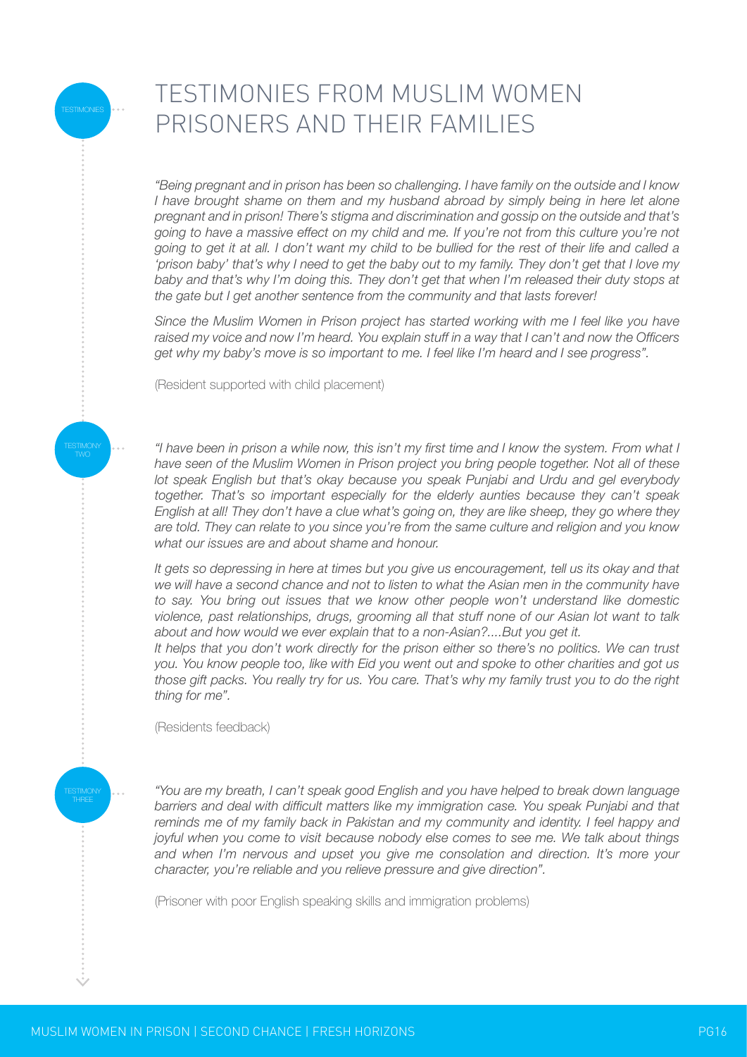# TESTIMONIES FROM MUSLIM WOMEN PRISONERS AND THEIR FAMILIES

TESTIMONIES

*"Being pregnant and in prison has been so challenging. I have family on the outside and I know I have brought shame on them and my husband abroad by simply being in here let alone pregnant and in prison! There's stigma and discrimination and gossip on the outside and that's going to have a massive effect on my child and me. If you're not from this culture you're not going to get it at all. I don't want my child to be bullied for the rest of their life and called a 'prison baby' that's why I need to get the baby out to my family. They don't get that I love my baby and that's why I'm doing this. They don't get that when I'm released their duty stops at the gate but I get another sentence from the community and that lasts forever!*

*Since the Muslim Women in Prison project has started working with me I feel like you have raised my voice and now I'm heard. You explain stuff in a way that I can't and now the Officers get why my baby's move is so important to me. I feel like I'm heard and I see progress".*

(Resident supported with child placement)

TESTIMONY TWO

*"I have been in prison a while now, this isn't my first time and I know the system. From what I have seen of the Muslim Women in Prison project you bring people together. Not all of these lot speak English but that's okay because you speak Punjabi and Urdu and gel everybody together. That's so important especially for the elderly aunties because they can't speak English at all! They don't have a clue what's going on, they are like sheep, they go where they are told. They can relate to you since you're from the same culture and religion and you know what our issues are and about shame and honour.*

*It gets so depressing in here at times but you give us encouragement, tell us its okay and that we will have a second chance and not to listen to what the Asian men in the community have to say. You bring out issues that we know other people won't understand like domestic violence, past relationships, drugs, grooming all that stuff none of our Asian lot want to talk about and how would we ever explain that to a non-Asian?....But you get it.*

*It helps that you don't work directly for the prison either so there's no politics. We can trust you. You know people too, like with Eid you went out and spoke to other charities and got us those gift packs. You really try for us. You care. That's why my family trust you to do the right thing for me".*

(Residents feedback)

TESTIMONY THREE

*"You are my breath, I can't speak good English and you have helped to break down language barriers and deal with difficult matters like my immigration case. You speak Punjabi and that reminds me of my family back in Pakistan and my community and identity. I feel happy and joyful when you come to visit because nobody else comes to see me. We talk about things and when I'm nervous and upset you give me consolation and direction. It's more your character, you're reliable and you relieve pressure and give direction".*

(Prisoner with poor English speaking skills and immigration problems)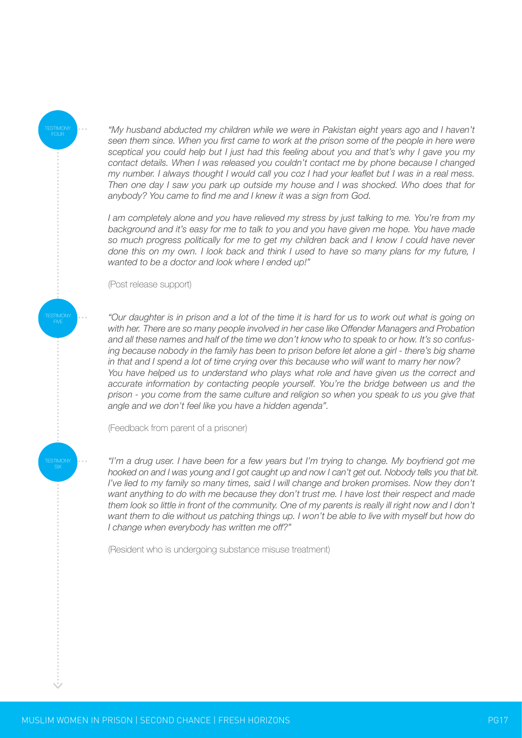TESTIMONY FOUR

*"My husband abducted my children while we were in Pakistan eight years ago and I haven't seen them since. When you first came to work at the prison some of the people in here were sceptical you could help but I just had this feeling about you and that's why I gave you my contact details. When I was released you couldn't contact me by phone because I changed my number. I always thought I would call you coz I had your leaflet but I was in a real mess. Then one day I saw you park up outside my house and I was shocked. Who does that for anybody? You came to find me and I knew it was a sign from God.*

*I am completely alone and you have relieved my stress by just talking to me. You're from my background and it's easy for me to talk to you and you have given me hope. You have made so much progress politically for me to get my children back and I know I could have never done this on my own. I look back and think I used to have so many plans for my future, I wanted to be a doctor and look where I ended up!"*

(Post release support)

TESTIMONY FIVE

*"Our daughter is in prison and a lot of the time it is hard for us to work out what is going on with her. There are so many people involved in her case like Offender Managers and Probation and all these names and half of the time we don't know who to speak to or how. It's so confusing because nobody in the family has been to prison before let alone a girl - there's big shame in that and I spend a lot of time crying over this because who will want to marry her now? You have helped us to understand who plays what role and have given us the correct and accurate information by contacting people yourself. You're the bridge between us and the prison - you come from the same culture and religion so when you speak to us you give that angle and we don't feel like you have a hidden agenda".*

(Feedback from parent of a prisoner)

TESTIMONY SIX

*"I'm a drug user. I have been for a few years but I'm trying to change. My boyfriend got me hooked on and I was young and I got caught up and now I can't get out. Nobody tells you that bit. I've lied to my family so many times, said I will change and broken promises. Now they don't want anything to do with me because they don't trust me. I have lost their respect and made them look so little in front of the community. One of my parents is really ill right now and I don't want them to die without us patching things up. I won't be able to live with myself but how do I change when everybody has written me off?"*

(Resident who is undergoing substance misuse treatment)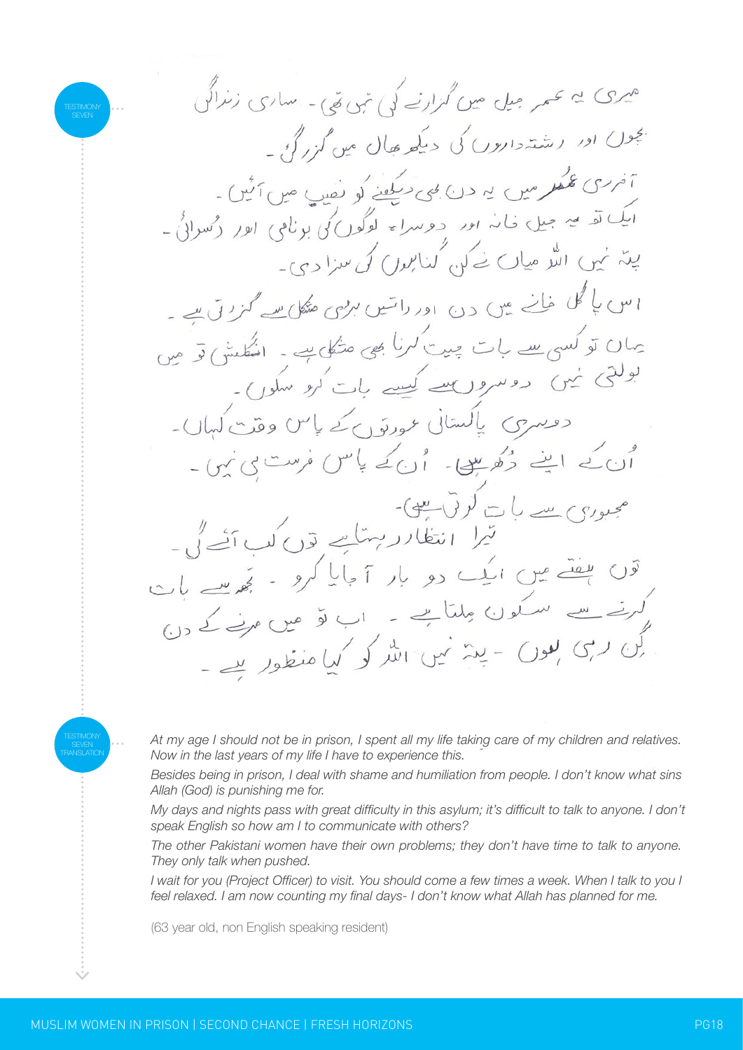TESTIMONY SEVEN

میری یہ عمر جیل میں گزارنے کی نہیں تھی۔ ساری زندگی بچوں اور رشتہ داروں کی دیکھ بھال میں گزر گئی۔
آخری عمر میں یہ دن بھی دیکھنے کو نصیب میں آئیں۔
ایک تو یہ جیل خانہ اور دوسرا یہ لوگوں کی بدنامی اور رسوائی۔
پتہ نہیں اللہ میاں نے کن گناہوں کی سزا دی۔
اس پاگل خانے میں دن اور راتیں بڑی مشکل سے گزرتی ہے۔
یہاں تو کسی سے بات چیت کرنا بھی مشکل ہے۔ انگلش تو میں بولتی نہیں دوسروں سے کیسے بات کرو سکوں۔
دوسری پاکستانی عورتوں کے پاس وقت کہاں۔
اُن کے اپنے دُکھ ہیں۔ اُن کے پاس فرصت ہی نہیں۔
مجبوری سے بات کرتی ہیں۔
تیرا انتظار رہتا ہے تو کب آئے گی۔
تو ہفتے میں ایک دو بار آ جایا کرو۔ تجھ سے بات کرنے سے سکون ملتا ہے۔ اب تو میں مرنے کے دن گن رہی ہوں۔ پتہ نہیں اللہ کو کیا منظور ہے۔

TESTIMONY SEVEN TRANSLATION

*At my age I should not be in prison, I spent all my life taking care of my children and relatives. Now in the last years of my life I have to experience this.*

*Besides being in prison, I deal with shame and humiliation from people. I don't know what sins Allah (God) is punishing me for.*

*My days and nights pass with great difficulty in this asylum; it's difficult to talk to anyone. I don't speak English so how am I to communicate with others?*

*The other Pakistani women have their own problems; they don't have time to talk to anyone. They only talk when pushed.*

*I wait for you (Project Officer) to visit. You should come a few times a week. When I talk to you I feel relaxed. I am now counting my final days- I don't know what Allah has planned for me.*

(63 year old, non English speaking resident)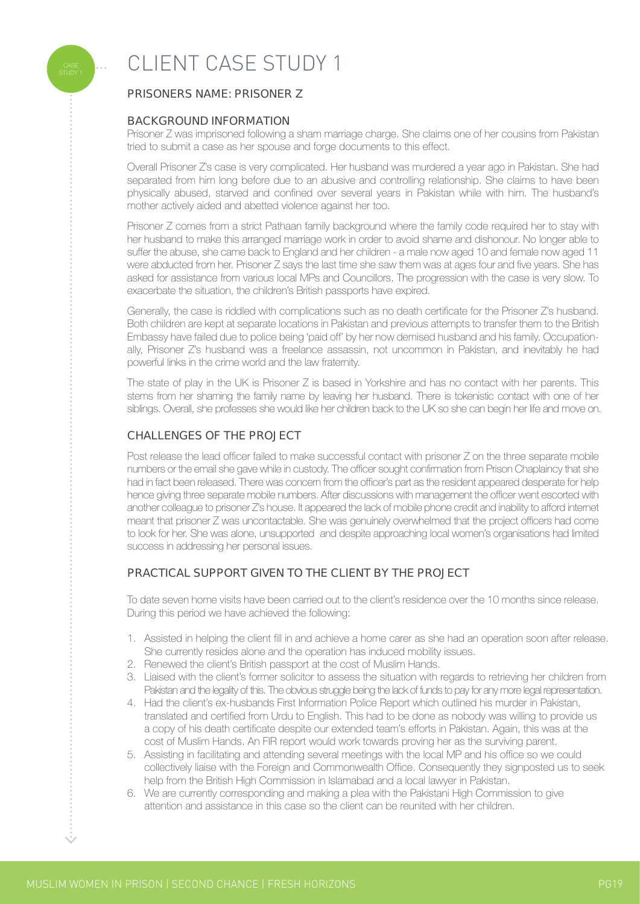# CLIENT CASE STUDY 1

## PRISONERS NAME: PRISONER Z

### BACKGROUND INFORMATION

Prisoner Z was imprisoned following a sham marriage charge. She claims one of her cousins from Pakistan tried to submit a case as her spouse and forge documents to this effect.

Overall Prisoner Z's case is very complicated. Her husband was murdered a year ago in Pakistan. She had separated from him long before due to an abusive and controlling relationship. She claims to have been physically abused, starved and confined over several years in Pakistan while with him. The husband's mother actively aided and abetted violence against her too.

Prisoner Z comes from a strict Pathaan family background where the family code required her to stay with her husband to make this arranged marriage work in order to avoid shame and dishonour. No longer able to suffer the abuse, she came back to England and her children - a male now aged 10 and female now aged 11 were abducted from her. Prisoner Z says the last time she saw them was at ages four and five years. She has asked for assistance from various local MPs and Councillors. The progression with the case is very slow. To exacerbate the situation, the children's British passports have expired.

Generally, the case is riddled with complications such as no death certificate for the Prisoner Z's husband. Both children are kept at separate locations in Pakistan and previous attempts to transfer them to the British Embassy have failed due to police being 'paid off' by her now demised husband and his family. Occupationally, Prisoner Z's husband was a freelance assassin, not uncommon in Pakistan, and inevitably he had powerful links in the crime world and the law fraternity.

The state of play in the UK is Prisoner Z is based in Yorkshire and has no contact with her parents. This stems from her shaming the family name by leaving her husband. There is tokenistic contact with one of her siblings. Overall, she professes she would like her children back to the UK so she can begin her life and move on.

### CHALLENGES OF THE PROJECT

Post release the lead officer failed to make successful contact with prisoner Z on the three separate mobile numbers or the email she gave while in custody. The officer sought confirmation from Prison Chaplaincy that she had in fact been released. There was concern from the officer's part as the resident appeared desperate for help hence giving three separate mobile numbers. After discussions with management the officer went escorted with another colleague to prisoner Z's house. It appeared the lack of mobile phone credit and inability to afford internet meant that prisoner Z was uncontactable. She was genuinely overwhelmed that the project officers had come to look for her. She was alone, unsupported and despite approaching local women's organisations had limited success in addressing her personal issues.

### PRACTICAL SUPPORT GIVEN TO THE CLIENT BY THE PROJECT

To date seven home visits have been carried out to the client's residence over the 10 months since release. During this period we have achieved the following:

1. Assisted in helping the client fill in and achieve a home carer as she had an operation soon after release. She currently resides alone and the operation has induced mobility issues.
2. Renewed the client's British passport at the cost of Muslim Hands.
3. Liaised with the client's former solicitor to assess the situation with regards to retrieving her children from Pakistan and the legality of this. The obvious struggle being the lack of funds to pay for any more legal representation.
4. Had the client's ex-husbands First Information Police Report which outlined his murder in Pakistan, translated and certified from Urdu to English. This had to be done as nobody was willing to provide us a copy of his death certificate despite our extended team's efforts in Pakistan. Again, this was at the cost of Muslim Hands. An FIR report would work towards proving her as the surviving parent.
5. Assisting in facilitating and attending several meetings with the local MP and his office so we could collectively liaise with the Foreign and Commonwealth Office. Consequently they signposted us to seek help from the British High Commission in Islamabad and a local lawyer in Pakistan.
6. We are currently corresponding and making a plea with the Pakistani High Commission to give attention and assistance in this case so the client can be reunited with her children.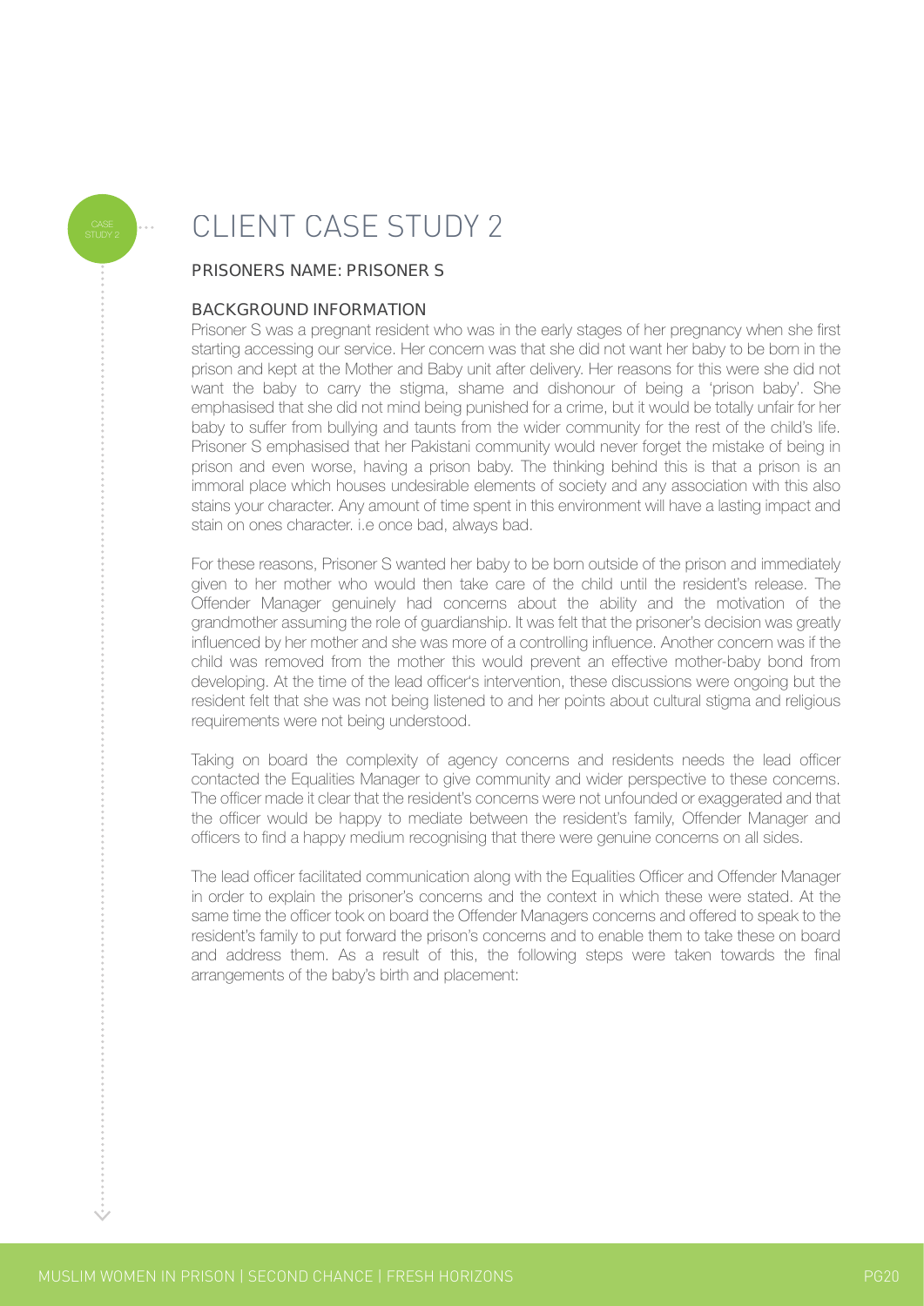# CLIENT CASE STUDY 2

### PRISONERS NAME: PRISONER S

### BACKGROUND INFORMATION

Prisoner S was a pregnant resident who was in the early stages of her pregnancy when she first starting accessing our service. Her concern was that she did not want her baby to be born in the prison and kept at the Mother and Baby unit after delivery. Her reasons for this were she did not want the baby to carry the stigma, shame and dishonour of being a 'prison baby'. She emphasised that she did not mind being punished for a crime, but it would be totally unfair for her baby to suffer from bullying and taunts from the wider community for the rest of the child's life. Prisoner S emphasised that her Pakistani community would never forget the mistake of being in prison and even worse, having a prison baby. The thinking behind this is that a prison is an immoral place which houses undesirable elements of society and any association with this also stains your character. Any amount of time spent in this environment will have a lasting impact and stain on ones character. i.e once bad, always bad.

For these reasons, Prisoner S wanted her baby to be born outside of the prison and immediately given to her mother who would then take care of the child until the resident's release. The Offender Manager genuinely had concerns about the ability and the motivation of the grandmother assuming the role of guardianship. It was felt that the prisoner's decision was greatly influenced by her mother and she was more of a controlling influence. Another concern was if the child was removed from the mother this would prevent an effective mother-baby bond from developing. At the time of the lead officer's intervention, these discussions were ongoing but the resident felt that she was not being listened to and her points about cultural stigma and religious requirements were not being understood.

Taking on board the complexity of agency concerns and residents needs the lead officer contacted the Equalities Manager to give community and wider perspective to these concerns. The officer made it clear that the resident's concerns were not unfounded or exaggerated and that the officer would be happy to mediate between the resident's family, Offender Manager and officers to find a happy medium recognising that there were genuine concerns on all sides.

The lead officer facilitated communication along with the Equalities Officer and Offender Manager in order to explain the prisoner's concerns and the context in which these were stated. At the same time the officer took on board the Offender Managers concerns and offered to speak to the resident's family to put forward the prison's concerns and to enable them to take these on board and address them. As a result of this, the following steps were taken towards the final arrangements of the baby's birth and placement: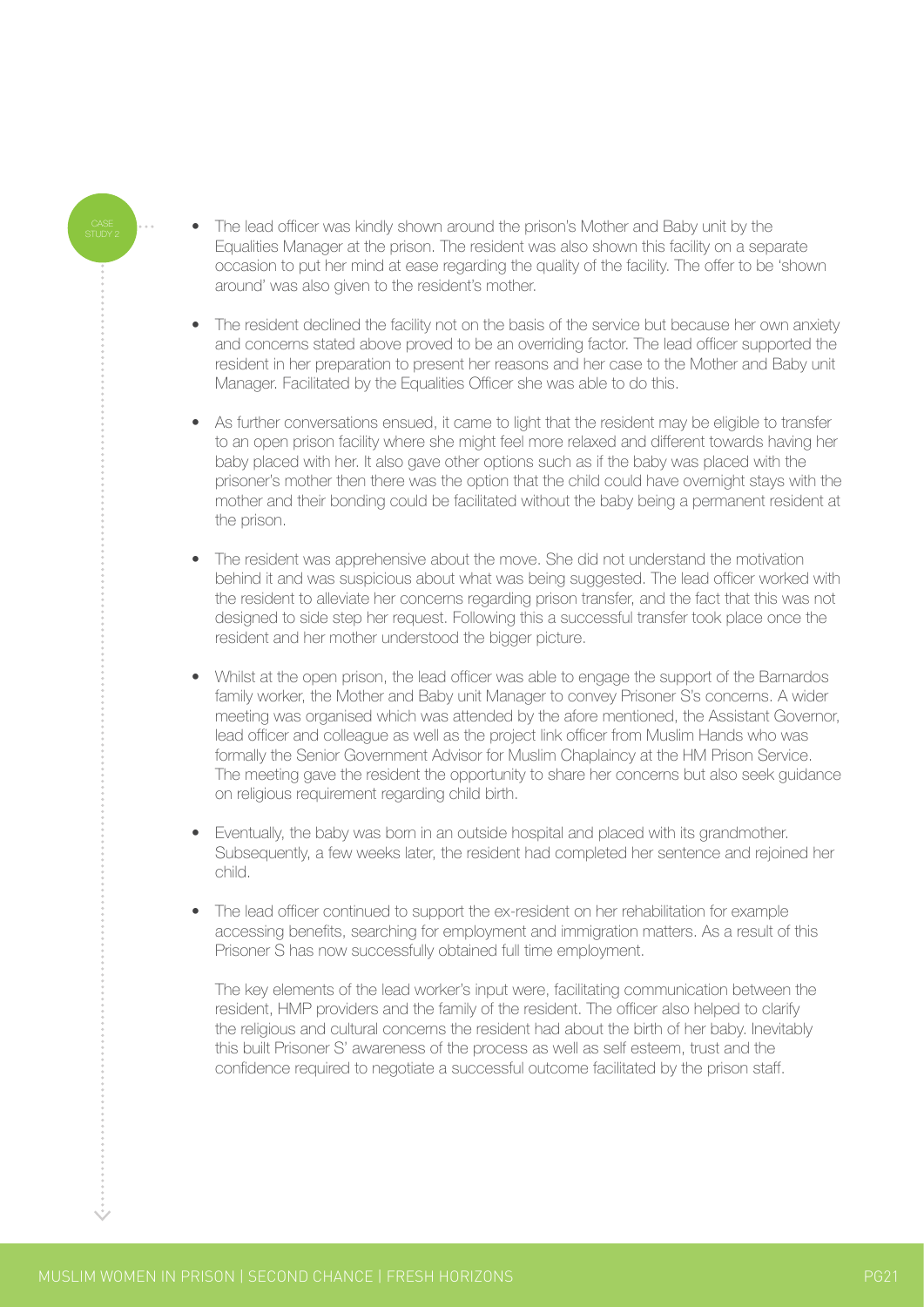- The lead officer was kindly shown around the prison's Mother and Baby unit by the Equalities Manager at the prison. The resident was also shown this facility on a separate occasion to put her mind at ease regarding the quality of the facility. The offer to be 'shown around' was also given to the resident's mother.

- The resident declined the facility not on the basis of the service but because her own anxiety and concerns stated above proved to be an overriding factor. The lead officer supported the resident in her preparation to present her reasons and her case to the Mother and Baby unit Manager. Facilitated by the Equalities Officer she was able to do this.

- As further conversations ensued, it came to light that the resident may be eligible to transfer to an open prison facility where she might feel more relaxed and different towards having her baby placed with her. It also gave other options such as if the baby was placed with the prisoner's mother then there was the option that the child could have overnight stays with the mother and their bonding could be facilitated without the baby being a permanent resident at the prison.

- The resident was apprehensive about the move. She did not understand the motivation behind it and was suspicious about what was being suggested. The lead officer worked with the resident to alleviate her concerns regarding prison transfer, and the fact that this was not designed to side step her request. Following this a successful transfer took place once the resident and her mother understood the bigger picture.

- Whilst at the open prison, the lead officer was able to engage the support of the Barnardos family worker, the Mother and Baby unit Manager to convey Prisoner S's concerns. A wider meeting was organised which was attended by the afore mentioned, the Assistant Governor, lead officer and colleague as well as the project link officer from Muslim Hands who was formally the Senior Government Advisor for Muslim Chaplaincy at the HM Prison Service. The meeting gave the resident the opportunity to share her concerns but also seek guidance on religious requirement regarding child birth.

- Eventually, the baby was born in an outside hospital and placed with its grandmother. Subsequently, a few weeks later, the resident had completed her sentence and rejoined her child.

- The lead officer continued to support the ex-resident on her rehabilitation for example accessing benefits, searching for employment and immigration matters. As a result of this Prisoner S has now successfully obtained full time employment.

The key elements of the lead worker's input were, facilitating communication between the resident, HMP providers and the family of the resident. The officer also helped to clarify the religious and cultural concerns the resident had about the birth of her baby. Inevitably this built Prisoner S' awareness of the process as well as self esteem, trust and the confidence required to negotiate a successful outcome facilitated by the prison staff.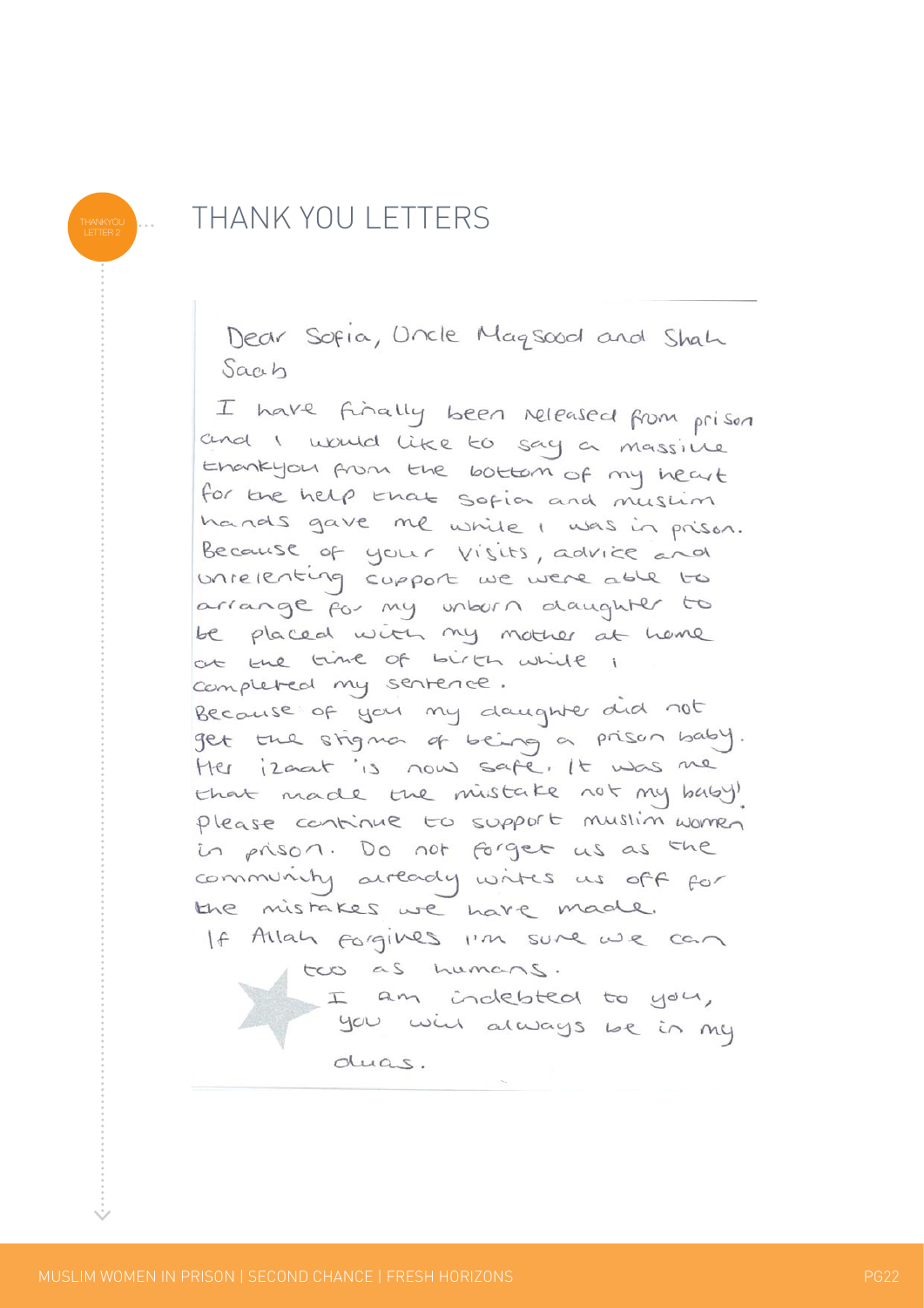# THANK YOU LETTERS

THANKYOU LETTER 2

Dear Sofia, Uncle Maqsood and Shah Saab

I have finally been released from prison and I would like to say a massive thankyou from the bottom of my heart for the help that Sofia and muslim hands gave me while I was in prison. Because of your visits, advice and unrelenting support we were able to arrange for my unborn daughter to be placed with my mother at home at the time of birth while I completed my sentence.

Because of you my daughter did not get the stigma of being a prison baby. Her izaat is now safe. It was me that made the mistake not my baby! please continue to support muslim women in prison. Do not forget us as the community already writes us off for the mistakes we have made.

If Allah forgives I'm sure we can too as humans.

I am indebted to you, you will always be in my duas.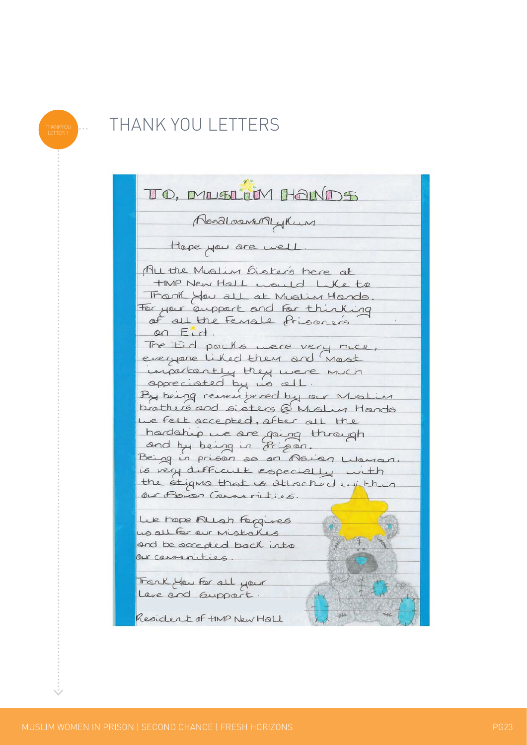# THANK YOU LETTERS

TO, MUSLIM HANDS

AssalaamuAlykum

Hope you are well.

All the Muslim Sister's here at HMP New Hall would like to Thank You all at Muslim Hands. For your support and for thinking of all the Female Prisoner's on Eid.

The Eid packs were very nice, everyone liked them and Most importantly they were much appreciated by us all.

By being remembered by our Muslim brothers and sisters @ Muslim Hands we felt accepted, after all the hardship we are going through and by being in Prison.

Being in prison as an Asian Woman, is very difficult especially with the stigma that is attached within our Asian Communities.

We hope Allah Forgives us all for our Mistakes and be accepted back into our communities.

Thank You for all your Love and Support.

Resident of HMP New Hall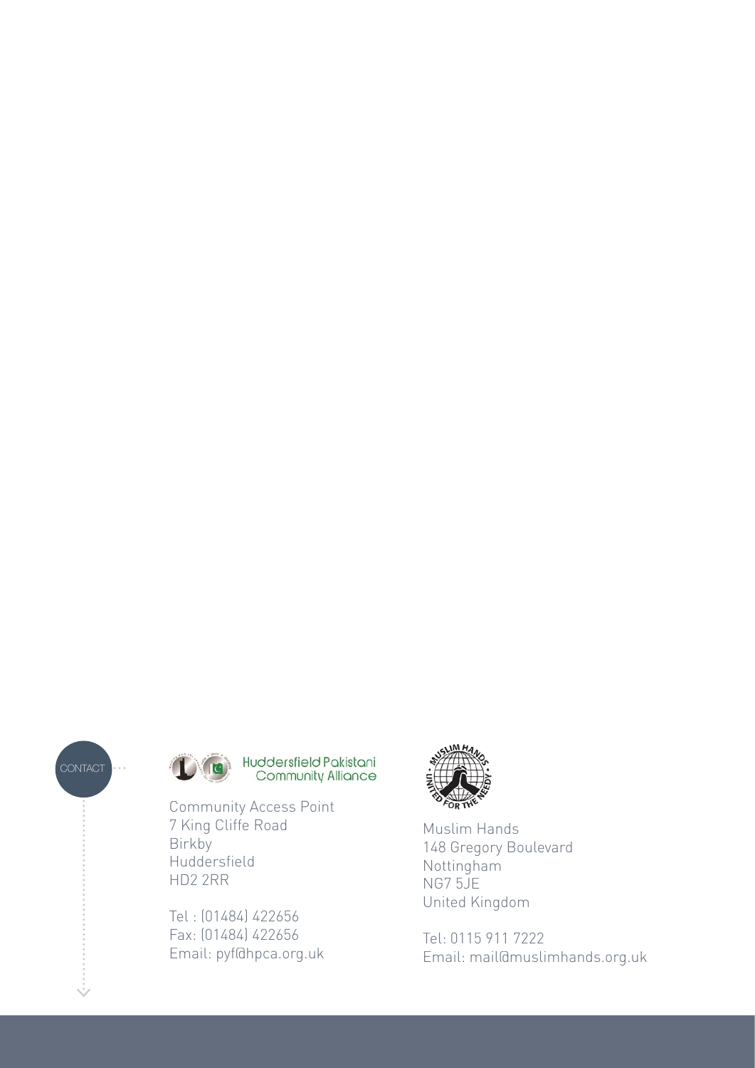CONTACT

Huddersfield Pakistani Community Alliance

Community Access Point
7 King Cliffe Road
Birkby
Huddersfield
HD2 2RR

Tel : (01484) 422656
Fax: (01484) 422656
Email: pyf@hpca.org.uk

Muslim Hands
148 Gregory Boulevard
Nottingham
NG7 5JE
United Kingdom

Tel: 0115 911 7222
Email: mail@muslimhands.org.uk